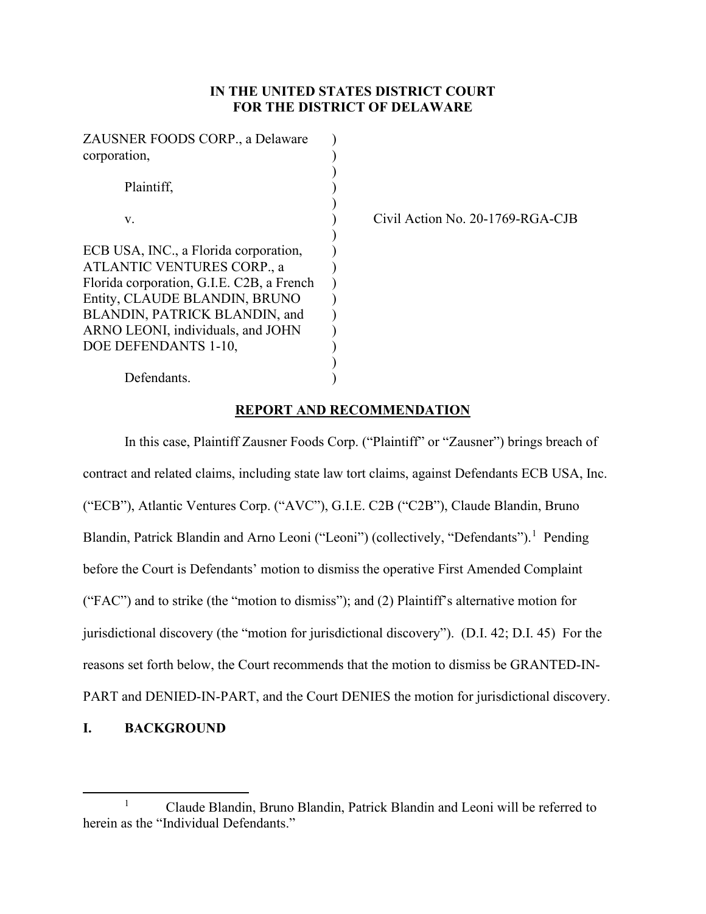**IN THE UNITED STATES DISTRICT COURT**
**FOR THE DISTRICT OF DELAWARE**

ZAUSNER FOODS CORP., a Delaware corporation,

Plaintiff,

v.

ECB USA, INC., a Florida corporation, ATLANTIC VENTURES CORP., a Florida corporation, G.I.E. C2B, a French Entity, CLAUDE BLANDIN, BRUNO BLANDIN, PATRICK BLANDIN, and ARNO LEONI, individuals, and JOHN DOE DEFENDANTS 1-10,

Defendants.

Civil Action No. 20-1769-RGA-CJB

**REPORT AND RECOMMENDATION**

In this case, Plaintiff Zausner Foods Corp. ("Plaintiff" or "Zausner") brings breach of contract and related claims, including state law tort claims, against Defendants ECB USA, Inc. ("ECB"), Atlantic Ventures Corp. ("AVC"), G.I.E. C2B ("C2B"), Claude Blandin, Bruno Blandin, Patrick Blandin and Arno Leoni ("Leoni") (collectively, "Defendants").[1] Pending before the Court is Defendants' motion to dismiss the operative First Amended Complaint ("FAC") and to strike (the "motion to dismiss"); and (2) Plaintiff's alternative motion for jurisdictional discovery (the "motion for jurisdictional discovery"). (D.I. 42; D.I. 45) For the reasons set forth below, the Court recommends that the motion to dismiss be GRANTED-IN-PART and DENIED-IN-PART, and the Court DENIES the motion for jurisdictional discovery.

## I. BACKGROUND

[1] Claude Blandin, Bruno Blandin, Patrick Blandin and Leoni will be referred to herein as the "Individual Defendants."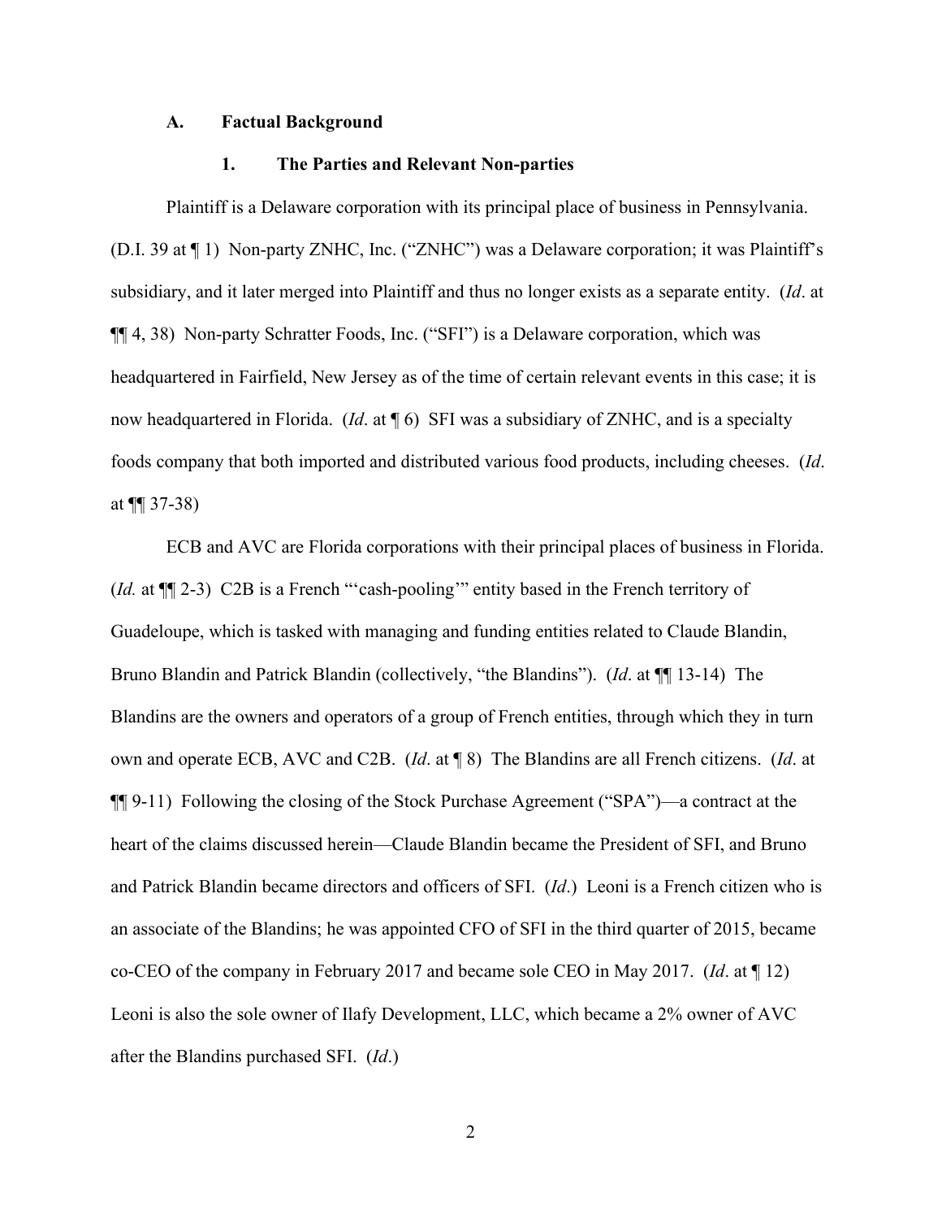### A. Factual Background

#### 1. The Parties and Relevant Non-parties

Plaintiff is a Delaware corporation with its principal place of business in Pennsylvania. (D.I. 39 at ¶ 1) Non-party ZNHC, Inc. ("ZNHC") was a Delaware corporation; it was Plaintiff's subsidiary, and it later merged into Plaintiff and thus no longer exists as a separate entity. (*Id*. at ¶¶ 4, 38) Non-party Schratter Foods, Inc. ("SFI") is a Delaware corporation, which was headquartered in Fairfield, New Jersey as of the time of certain relevant events in this case; it is now headquartered in Florida. (*Id*. at ¶ 6) SFI was a subsidiary of ZNHC, and is a specialty foods company that both imported and distributed various food products, including cheeses. (*Id*. at ¶¶ 37-38)

ECB and AVC are Florida corporations with their principal places of business in Florida. (*Id.* at ¶¶ 2-3) C2B is a French "'cash-pooling'" entity based in the French territory of Guadeloupe, which is tasked with managing and funding entities related to Claude Blandin, Bruno Blandin and Patrick Blandin (collectively, "the Blandins"). (*Id*. at ¶¶ 13-14) The Blandins are the owners and operators of a group of French entities, through which they in turn own and operate ECB, AVC and C2B. (*Id*. at ¶ 8) The Blandins are all French citizens. (*Id*. at ¶¶ 9-11) Following the closing of the Stock Purchase Agreement ("SPA")—a contract at the heart of the claims discussed herein—Claude Blandin became the President of SFI, and Bruno and Patrick Blandin became directors and officers of SFI. (*Id*.) Leoni is a French citizen who is an associate of the Blandins; he was appointed CFO of SFI in the third quarter of 2015, became co-CEO of the company in February 2017 and became sole CEO in May 2017. (*Id*. at ¶ 12) Leoni is also the sole owner of Ilafy Development, LLC, which became a 2% owner of AVC after the Blandins purchased SFI. (*Id*.)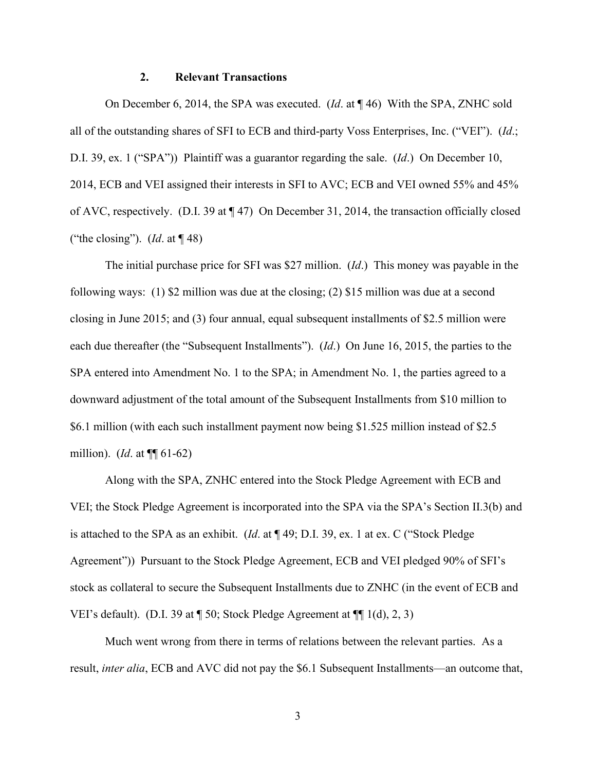### 2. Relevant Transactions

On December 6, 2014, the SPA was executed. (*Id*. at ¶ 46) With the SPA, ZNHC sold all of the outstanding shares of SFI to ECB and third-party Voss Enterprises, Inc. ("VEI"). (*Id*.; D.I. 39, ex. 1 ("SPA")) Plaintiff was a guarantor regarding the sale. (*Id*.) On December 10, 2014, ECB and VEI assigned their interests in SFI to AVC; ECB and VEI owned 55% and 45% of AVC, respectively. (D.I. 39 at ¶ 47) On December 31, 2014, the transaction officially closed ("the closing"). (*Id*. at ¶ 48)

The initial purchase price for SFI was $27 million. (*Id*.) This money was payable in the following ways: (1) $2 million was due at the closing; (2) $15 million was due at a second closing in June 2015; and (3) four annual, equal subsequent installments of $2.5 million were each due thereafter (the "Subsequent Installments"). (*Id*.) On June 16, 2015, the parties to the SPA entered into Amendment No. 1 to the SPA; in Amendment No. 1, the parties agreed to a downward adjustment of the total amount of the Subsequent Installments from $10 million to $6.1 million (with each such installment payment now being $1.525 million instead of $2.5 million). (*Id*. at ¶¶ 61-62)

Along with the SPA, ZNHC entered into the Stock Pledge Agreement with ECB and VEI; the Stock Pledge Agreement is incorporated into the SPA via the SPA's Section II.3(b) and is attached to the SPA as an exhibit. (*Id*. at ¶ 49; D.I. 39, ex. 1 at ex. C ("Stock Pledge Agreement")) Pursuant to the Stock Pledge Agreement, ECB and VEI pledged 90% of SFI's stock as collateral to secure the Subsequent Installments due to ZNHC (in the event of ECB and VEI's default). (D.I. 39 at ¶ 50; Stock Pledge Agreement at ¶¶ 1(d), 2, 3)

Much went wrong from there in terms of relations between the relevant parties. As a result, *inter alia*, ECB and AVC did not pay the $6.1 Subsequent Installments—an outcome that,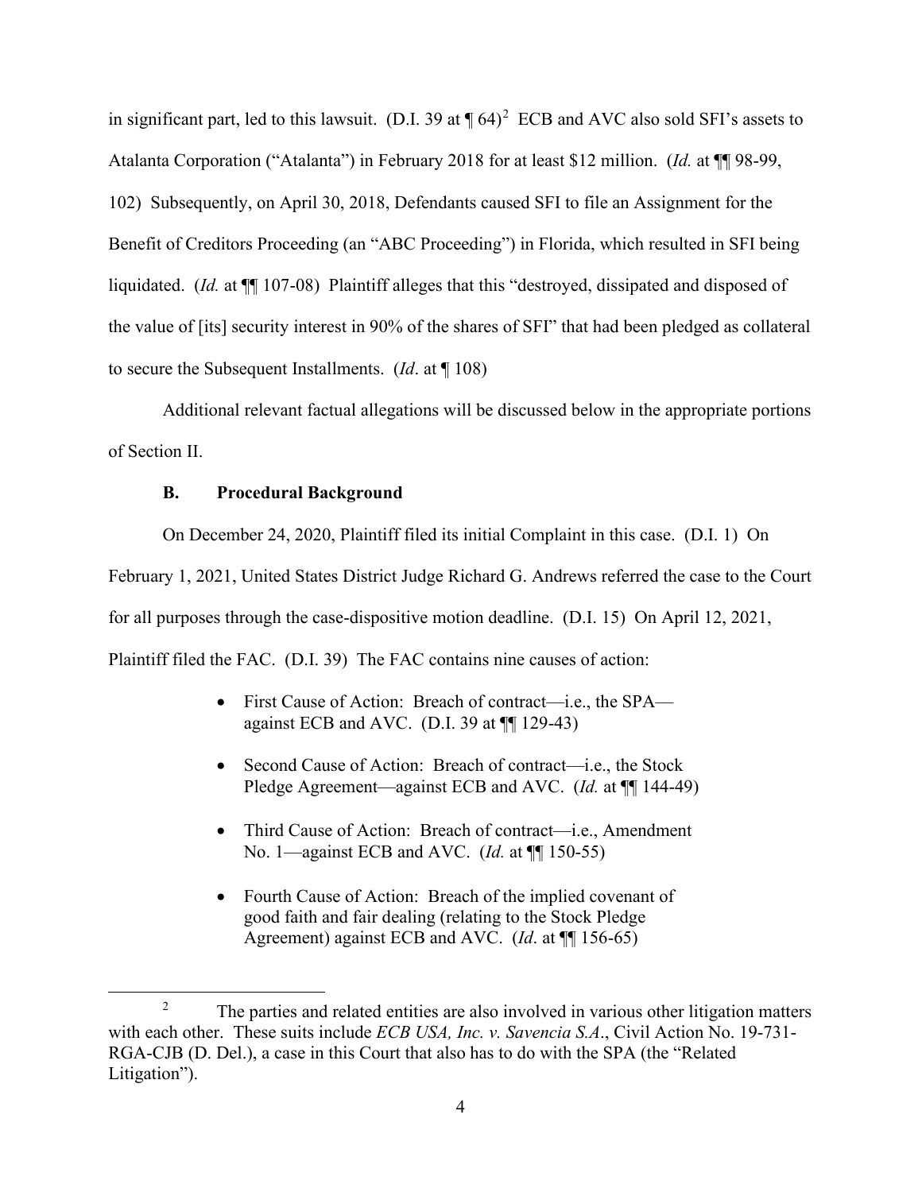in significant part, led to this lawsuit. (D.I. 39 at ¶ 64)[2] ECB and AVC also sold SFI's assets to Atalanta Corporation ("Atalanta") in February 2018 for at least $12 million. (*Id.* at ¶¶ 98-99, 102) Subsequently, on April 30, 2018, Defendants caused SFI to file an Assignment for the Benefit of Creditors Proceeding (an "ABC Proceeding") in Florida, which resulted in SFI being liquidated. (*Id.* at ¶¶ 107-08) Plaintiff alleges that this "destroyed, dissipated and disposed of the value of [its] security interest in 90% of the shares of SFI" that had been pledged as collateral to secure the Subsequent Installments. (*Id*. at ¶ 108)

Additional relevant factual allegations will be discussed below in the appropriate portions of Section II.

### B. Procedural Background

On December 24, 2020, Plaintiff filed its initial Complaint in this case. (D.I. 1) On February 1, 2021, United States District Judge Richard G. Andrews referred the case to the Court for all purposes through the case-dispositive motion deadline. (D.I. 15) On April 12, 2021, Plaintiff filed the FAC. (D.I. 39) The FAC contains nine causes of action:

- First Cause of Action: Breach of contract—i.e., the SPA—against ECB and AVC. (D.I. 39 at ¶¶ 129-43)
- Second Cause of Action: Breach of contract—i.e., the Stock Pledge Agreement—against ECB and AVC. (*Id.* at ¶¶ 144-49)
- Third Cause of Action: Breach of contract—i.e., Amendment No. 1—against ECB and AVC. (*Id.* at ¶¶ 150-55)
- Fourth Cause of Action: Breach of the implied covenant of good faith and fair dealing (relating to the Stock Pledge Agreement) against ECB and AVC. (*Id*. at ¶¶ 156-65)

---

[2] The parties and related entities are also involved in various other litigation matters with each other. These suits include *ECB USA, Inc. v. Savencia S.A*., Civil Action No. 19-731-RGA-CJB (D. Del.), a case in this Court that also has to do with the SPA (the "Related Litigation").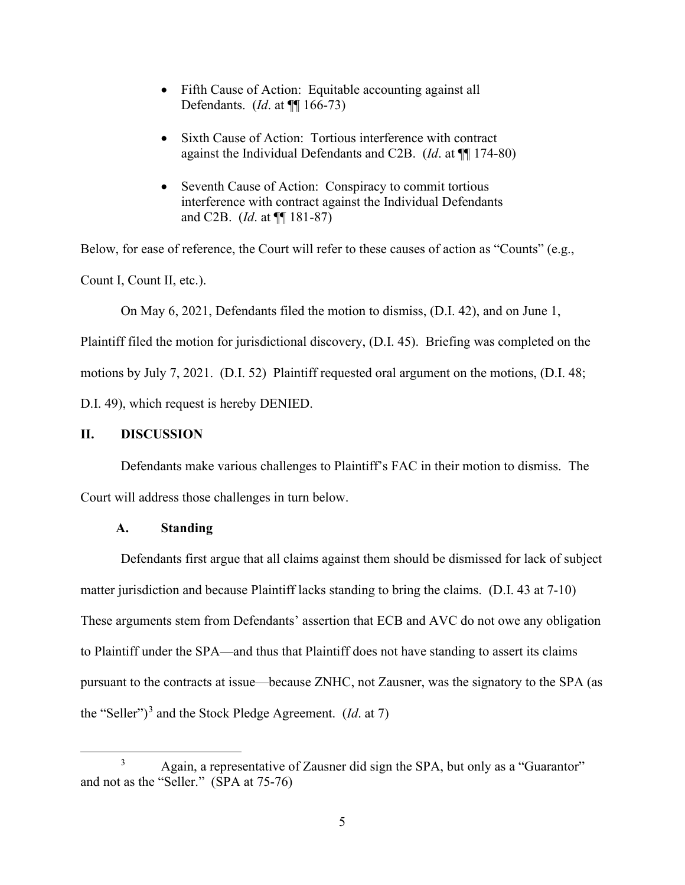- Fifth Cause of Action: Equitable accounting against all Defendants. (*Id*. at ¶¶ 166-73)

- Sixth Cause of Action: Tortious interference with contract against the Individual Defendants and C2B. (*Id*. at ¶¶ 174-80)

- Seventh Cause of Action: Conspiracy to commit tortious interference with contract against the Individual Defendants and C2B. (*Id*. at ¶¶ 181-87)

Below, for ease of reference, the Court will refer to these causes of action as "Counts" (e.g., Count I, Count II, etc.).

On May 6, 2021, Defendants filed the motion to dismiss, (D.I. 42), and on June 1, Plaintiff filed the motion for jurisdictional discovery, (D.I. 45). Briefing was completed on the motions by July 7, 2021. (D.I. 52) Plaintiff requested oral argument on the motions, (D.I. 48; D.I. 49), which request is hereby DENIED.

## II. DISCUSSION

Defendants make various challenges to Plaintiff's FAC in their motion to dismiss. The Court will address those challenges in turn below.

### A. Standing

Defendants first argue that all claims against them should be dismissed for lack of subject matter jurisdiction and because Plaintiff lacks standing to bring the claims. (D.I. 43 at 7-10) These arguments stem from Defendants' assertion that ECB and AVC do not owe any obligation to Plaintiff under the SPA—and thus that Plaintiff does not have standing to assert its claims pursuant to the contracts at issue—because ZNHC, not Zausner, was the signatory to the SPA (as the "Seller")[3] and the Stock Pledge Agreement. (*Id*. at 7)

[3] Again, a representative of Zausner did sign the SPA, but only as a "Guarantor" and not as the "Seller." (SPA at 75-76)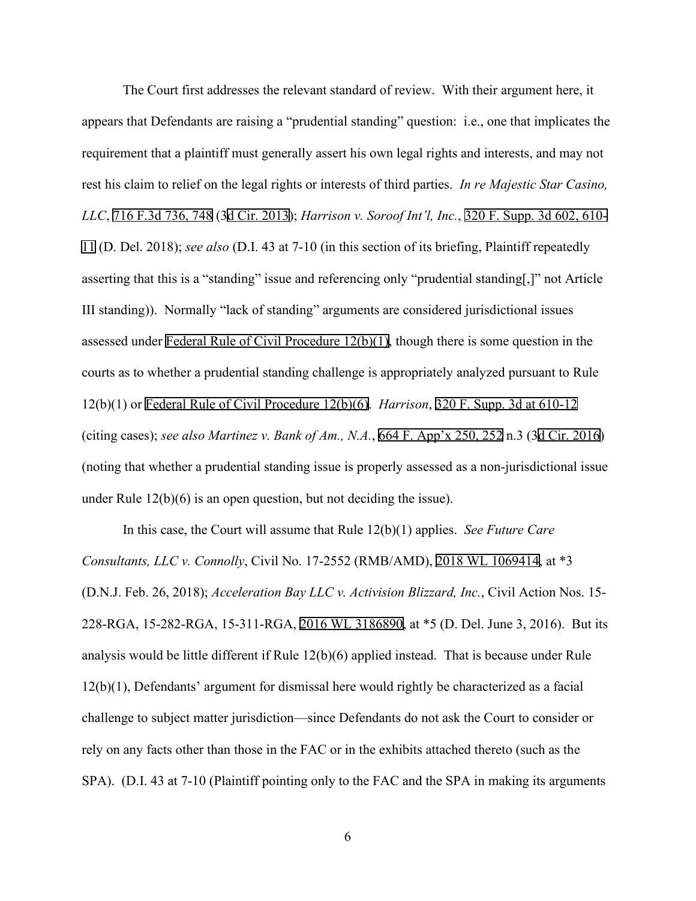The Court first addresses the relevant standard of review. With their argument here, it appears that Defendants are raising a "prudential standing" question: i.e., one that implicates the requirement that a plaintiff must generally assert his own legal rights and interests, and may not rest his claim to relief on the legal rights or interests of third parties. *In re Majestic Star Casino, LLC*, 716 F.3d 736, 748 (3d Cir. 2013); *Harrison v. Soroof Int'l, Inc.*, 320 F. Supp. 3d 602, 610-11 (D. Del. 2018); *see also* (D.I. 43 at 7-10 (in this section of its briefing, Plaintiff repeatedly asserting that this is a "standing" issue and referencing only "prudential standing[,]" not Article III standing)). Normally "lack of standing" arguments are considered jurisdictional issues assessed under Federal Rule of Civil Procedure 12(b)(1), though there is some question in the courts as to whether a prudential standing challenge is appropriately analyzed pursuant to Rule 12(b)(1) or Federal Rule of Civil Procedure 12(b)(6). *Harrison*, 320 F. Supp. 3d at 610-12 (citing cases); *see also Martinez v. Bank of Am., N.A.*, 664 F. App'x 250, 252 n.3 (3d Cir. 2016) (noting that whether a prudential standing issue is properly assessed as a non-jurisdictional issue under Rule 12(b)(6) is an open question, but not deciding the issue).

In this case, the Court will assume that Rule 12(b)(1) applies. *See Future Care Consultants, LLC v. Connolly*, Civil No. 17-2552 (RMB/AMD), 2018 WL 1069414, at *3 (D.N.J. Feb. 26, 2018); *Acceleration Bay LLC v. Activision Blizzard, Inc.*, Civil Action Nos. 15-228-RGA, 15-282-RGA, 15-311-RGA, 2016 WL 3186890, at *5 (D. Del. June 3, 2016). But its analysis would be little different if Rule 12(b)(6) applied instead. That is because under Rule 12(b)(1), Defendants' argument for dismissal here would rightly be characterized as a facial challenge to subject matter jurisdiction—since Defendants do not ask the Court to consider or rely on any facts other than those in the FAC or in the exhibits attached thereto (such as the SPA). (D.I. 43 at 7-10 (Plaintiff pointing only to the FAC and the SPA in making its arguments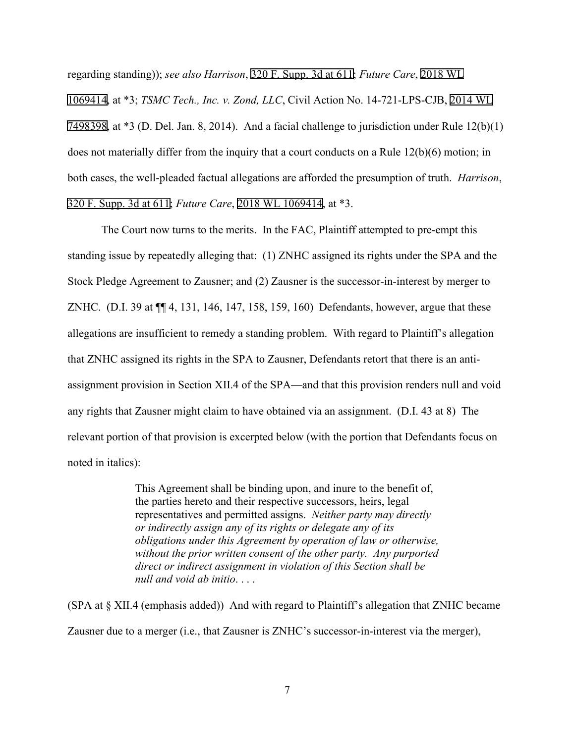regarding standing)); *see also Harrison*, 320 F. Supp. 3d at 611; *Future Care*, 2018 WL 1069414, at *3; *TSMC Tech., Inc. v. Zond, LLC*, Civil Action No. 14-721-LPS-CJB, 2014 WL 7498398, at *3 (D. Del. Jan. 8, 2014). And a facial challenge to jurisdiction under Rule 12(b)(1) does not materially differ from the inquiry that a court conducts on a Rule 12(b)(6) motion; in both cases, the well-pleaded factual allegations are afforded the presumption of truth. *Harrison*, 320 F. Supp. 3d at 611; *Future Care*, 2018 WL 1069414, at *3.

The Court now turns to the merits. In the FAC, Plaintiff attempted to pre-empt this standing issue by repeatedly alleging that: (1) ZNHC assigned its rights under the SPA and the Stock Pledge Agreement to Zausner; and (2) Zausner is the successor-in-interest by merger to ZNHC. (D.I. 39 at ¶¶ 4, 131, 146, 147, 158, 159, 160) Defendants, however, argue that these allegations are insufficient to remedy a standing problem. With regard to Plaintiff's allegation that ZNHC assigned its rights in the SPA to Zausner, Defendants retort that there is an anti-assignment provision in Section XII.4 of the SPA—and that this provision renders null and void any rights that Zausner might claim to have obtained via an assignment. (D.I. 43 at 8) The relevant portion of that provision is excerpted below (with the portion that Defendants focus on noted in italics):

> This Agreement shall be binding upon, and inure to the benefit of, the parties hereto and their respective successors, heirs, legal representatives and permitted assigns. *Neither party may directly or indirectly assign any of its rights or delegate any of its obligations under this Agreement by operation of law or otherwise, without the prior written consent of the other party. Any purported direct or indirect assignment in violation of this Section shall be null and void ab initio*. . . .

(SPA at § XII.4 (emphasis added)) And with regard to Plaintiff's allegation that ZNHC became Zausner due to a merger (i.e., that Zausner is ZNHC's successor-in-interest via the merger),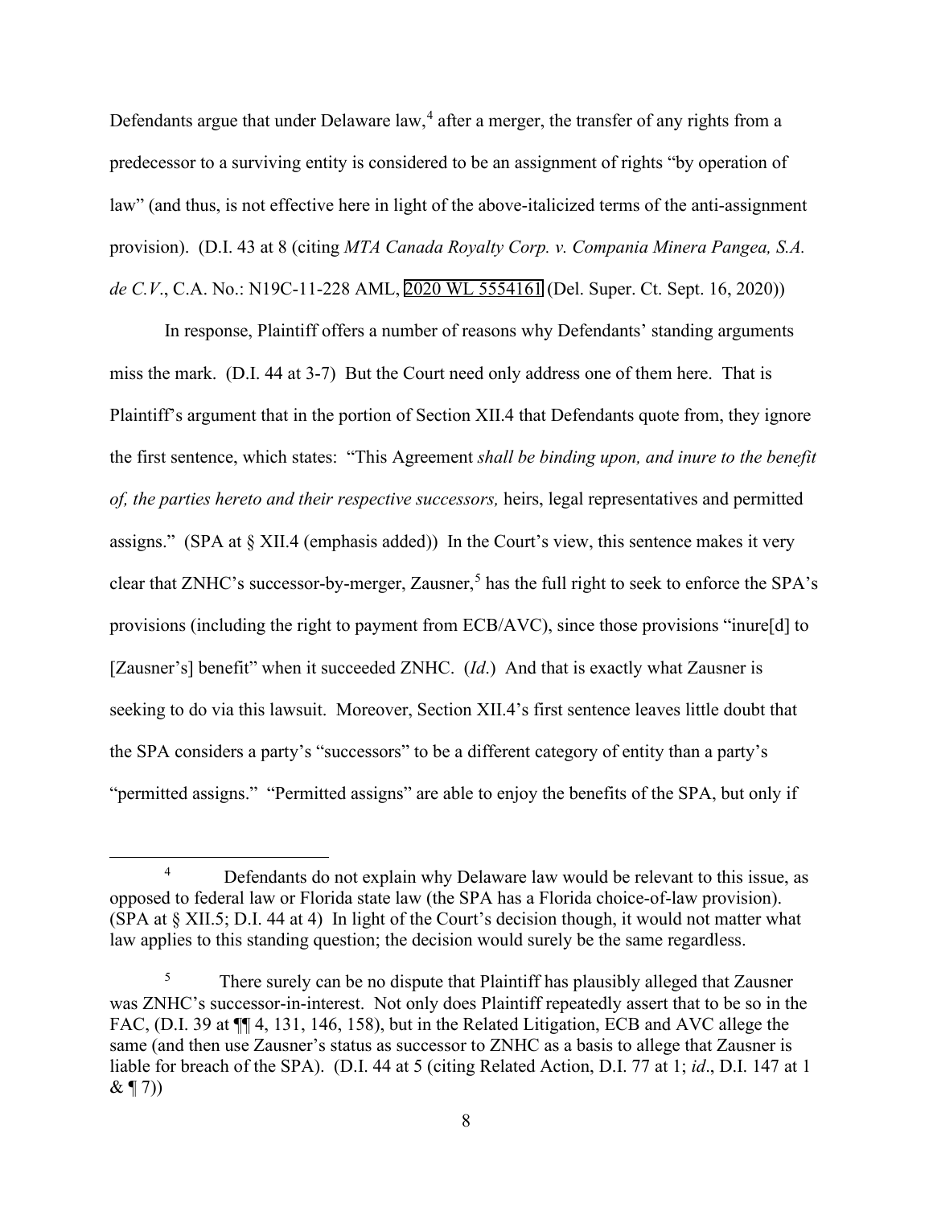Defendants argue that under Delaware law,[4] after a merger, the transfer of any rights from a predecessor to a surviving entity is considered to be an assignment of rights "by operation of law" (and thus, is not effective here in light of the above-italicized terms of the anti-assignment provision). (D.I. 43 at 8 (citing *MTA Canada Royalty Corp. v. Compania Minera Pangea, S.A. de C.V*., C.A. No.: N19C-11-228 AML, 2020 WL 5554161 (Del. Super. Ct. Sept. 16, 2020))

In response, Plaintiff offers a number of reasons why Defendants' standing arguments miss the mark. (D.I. 44 at 3-7) But the Court need only address one of them here. That is Plaintiff's argument that in the portion of Section XII.4 that Defendants quote from, they ignore the first sentence, which states: "This Agreement *shall be binding upon, and inure to the benefit of, the parties hereto and their respective successors,* heirs, legal representatives and permitted assigns." (SPA at § XII.4 (emphasis added)) In the Court's view, this sentence makes it very clear that ZNHC's successor-by-merger, Zausner,[5] has the full right to seek to enforce the SPA's provisions (including the right to payment from ECB/AVC), since those provisions "inure[d] to [Zausner's] benefit" when it succeeded ZNHC. (*Id*.) And that is exactly what Zausner is seeking to do via this lawsuit. Moreover, Section XII.4's first sentence leaves little doubt that the SPA considers a party's "successors" to be a different category of entity than a party's "permitted assigns." "Permitted assigns" are able to enjoy the benefits of the SPA, but only if

---

[4] Defendants do not explain why Delaware law would be relevant to this issue, as opposed to federal law or Florida state law (the SPA has a Florida choice-of-law provision). (SPA at § XII.5; D.I. 44 at 4) In light of the Court's decision though, it would not matter what law applies to this standing question; the decision would surely be the same regardless.

[5] There surely can be no dispute that Plaintiff has plausibly alleged that Zausner was ZNHC's successor-in-interest. Not only does Plaintiff repeatedly assert that to be so in the FAC, (D.I. 39 at ¶¶ 4, 131, 146, 158), but in the Related Litigation, ECB and AVC allege the same (and then use Zausner's status as successor to ZNHC as a basis to allege that Zausner is liable for breach of the SPA). (D.I. 44 at 5 (citing Related Action, D.I. 77 at 1; *id*., D.I. 147 at 1 & ¶ 7))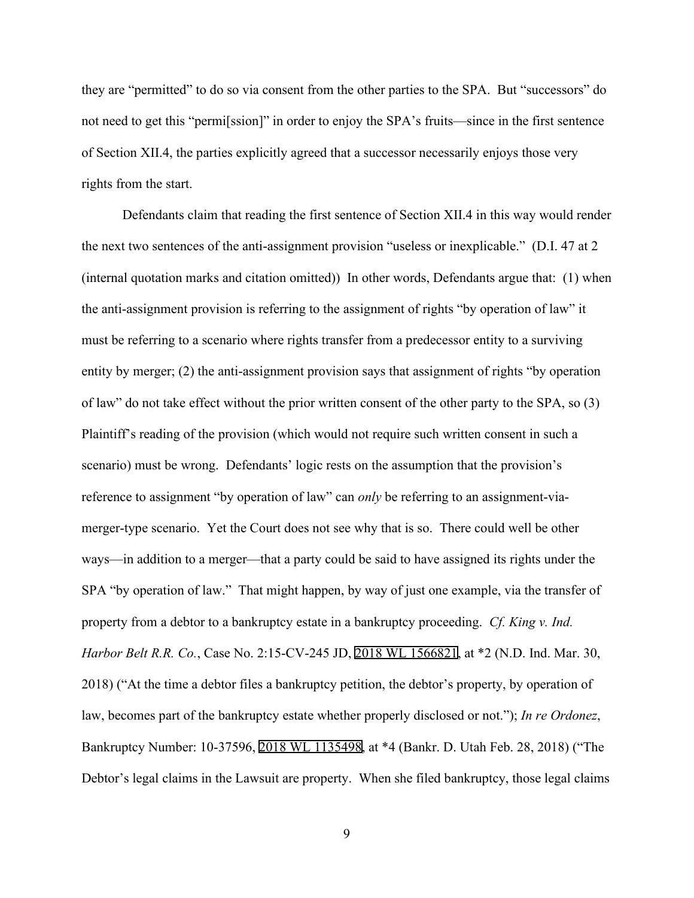they are "permitted" to do so via consent from the other parties to the SPA. But "successors" do not need to get this "permi[ssion]" in order to enjoy the SPA's fruits—since in the first sentence of Section XII.4, the parties explicitly agreed that a successor necessarily enjoys those very rights from the start.

Defendants claim that reading the first sentence of Section XII.4 in this way would render the next two sentences of the anti-assignment provision "useless or inexplicable." (D.I. 47 at 2 (internal quotation marks and citation omitted)) In other words, Defendants argue that: (1) when the anti-assignment provision is referring to the assignment of rights "by operation of law" it must be referring to a scenario where rights transfer from a predecessor entity to a surviving entity by merger; (2) the anti-assignment provision says that assignment of rights "by operation of law" do not take effect without the prior written consent of the other party to the SPA, so (3) Plaintiff's reading of the provision (which would not require such written consent in such a scenario) must be wrong. Defendants' logic rests on the assumption that the provision's reference to assignment "by operation of law" can *only* be referring to an assignment-via-merger-type scenario. Yet the Court does not see why that is so. There could well be other ways—in addition to a merger—that a party could be said to have assigned its rights under the SPA "by operation of law." That might happen, by way of just one example, via the transfer of property from a debtor to a bankruptcy estate in a bankruptcy proceeding. *Cf. King v. Ind. Harbor Belt R.R. Co.*, Case No. 2:15-CV-245 JD, 2018 WL 1566821, at *2 (N.D. Ind. Mar. 30, 2018) ("At the time a debtor files a bankruptcy petition, the debtor's property, by operation of law, becomes part of the bankruptcy estate whether properly disclosed or not."); *In re Ordonez*, Bankruptcy Number: 10-37596, 2018 WL 1135498, at *4 (Bankr. D. Utah Feb. 28, 2018) ("The Debtor's legal claims in the Lawsuit are property. When she filed bankruptcy, those legal claims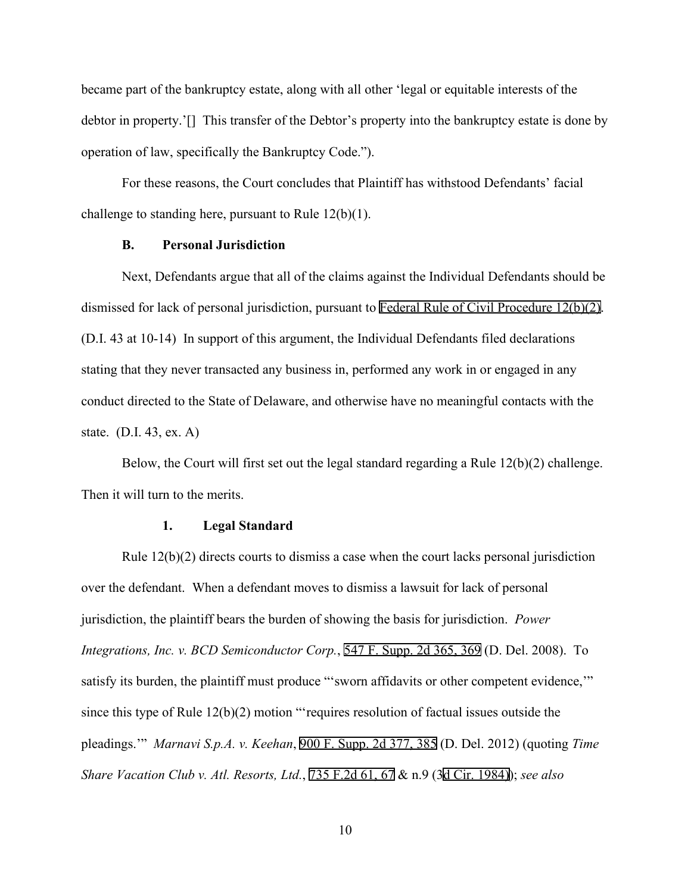became part of the bankruptcy estate, along with all other 'legal or equitable interests of the debtor in property.'[] This transfer of the Debtor's property into the bankruptcy estate is done by operation of law, specifically the Bankruptcy Code.").

For these reasons, the Court concludes that Plaintiff has withstood Defendants' facial challenge to standing here, pursuant to Rule 12(b)(1).

### B. Personal Jurisdiction

Next, Defendants argue that all of the claims against the Individual Defendants should be dismissed for lack of personal jurisdiction, pursuant to Federal Rule of Civil Procedure 12(b)(2). (D.I. 43 at 10-14) In support of this argument, the Individual Defendants filed declarations stating that they never transacted any business in, performed any work in or engaged in any conduct directed to the State of Delaware, and otherwise have no meaningful contacts with the state. (D.I. 43, ex. A)

Below, the Court will first set out the legal standard regarding a Rule 12(b)(2) challenge. Then it will turn to the merits.

#### 1. Legal Standard

Rule 12(b)(2) directs courts to dismiss a case when the court lacks personal jurisdiction over the defendant. When a defendant moves to dismiss a lawsuit for lack of personal jurisdiction, the plaintiff bears the burden of showing the basis for jurisdiction. *Power Integrations, Inc. v. BCD Semiconductor Corp.*, 547 F. Supp. 2d 365, 369 (D. Del. 2008). To satisfy its burden, the plaintiff must produce "'sworn affidavits or other competent evidence,'" since this type of Rule 12(b)(2) motion "'requires resolution of factual issues outside the pleadings.'" *Marnavi S.p.A. v. Keehan*, 900 F. Supp. 2d 377, 385 (D. Del. 2012) (quoting *Time Share Vacation Club v. Atl. Resorts, Ltd.*, 735 F.2d 61, 67 & n.9 (3d Cir. 1984)); *see also*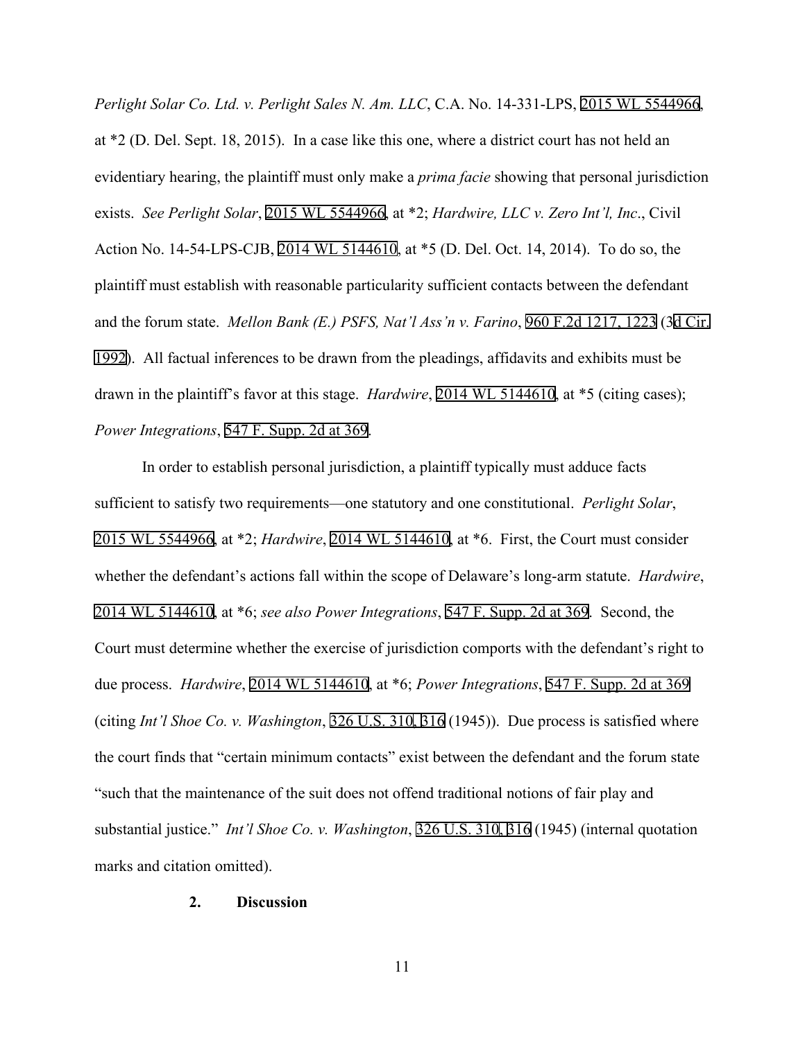*Perlight Solar Co. Ltd. v. Perlight Sales N. Am. LLC*, C.A. No. 14-331-LPS, 2015 WL 5544966, at *2 (D. Del. Sept. 18, 2015). In a case like this one, where a district court has not held an evidentiary hearing, the plaintiff must only make a *prima facie* showing that personal jurisdiction exists. *See Perlight Solar*, 2015 WL 5544966, at *2; *Hardwire, LLC v. Zero Int'l, Inc*., Civil Action No. 14-54-LPS-CJB, 2014 WL 5144610, at *5 (D. Del. Oct. 14, 2014). To do so, the plaintiff must establish with reasonable particularity sufficient contacts between the defendant and the forum state. *Mellon Bank (E.) PSFS, Nat'l Ass'n v. Farino*, 960 F.2d 1217, 1223 (3d Cir. 1992). All factual inferences to be drawn from the pleadings, affidavits and exhibits must be drawn in the plaintiff's favor at this stage. *Hardwire*, 2014 WL 5144610, at *5 (citing cases); *Power Integrations*, 547 F. Supp. 2d at 369.

In order to establish personal jurisdiction, a plaintiff typically must adduce facts sufficient to satisfy two requirements—one statutory and one constitutional. *Perlight Solar*, 2015 WL 5544966, at *2; *Hardwire*, 2014 WL 5144610, at *6. First, the Court must consider whether the defendant's actions fall within the scope of Delaware's long-arm statute. *Hardwire*, 2014 WL 5144610, at *6; *see also Power Integrations*, 547 F. Supp. 2d at 369. Second, the Court must determine whether the exercise of jurisdiction comports with the defendant's right to due process. *Hardwire*, 2014 WL 5144610, at *6; *Power Integrations*, 547 F. Supp. 2d at 369 (citing *Int'l Shoe Co. v. Washington*, 326 U.S. 310, 316 (1945)). Due process is satisfied where the court finds that "certain minimum contacts" exist between the defendant and the forum state "such that the maintenance of the suit does not offend traditional notions of fair play and substantial justice." *Int'l Shoe Co. v. Washington*, 326 U.S. 310, 316 (1945) (internal quotation marks and citation omitted).

**2. Discussion**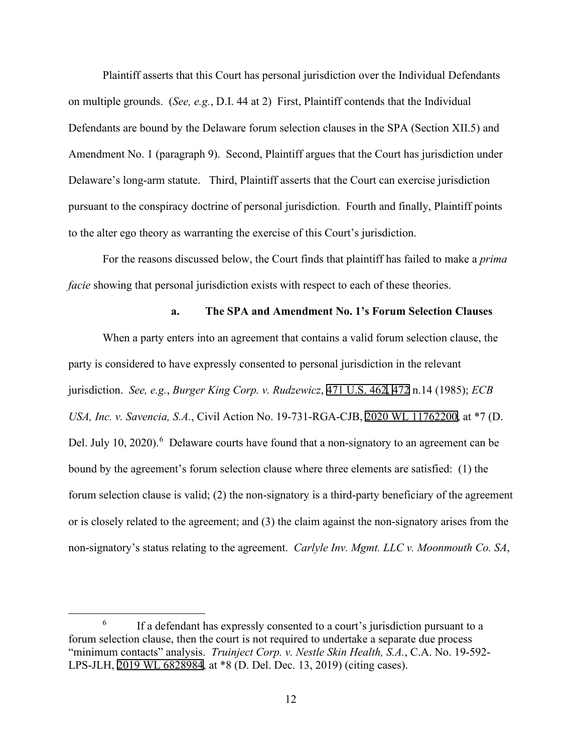Plaintiff asserts that this Court has personal jurisdiction over the Individual Defendants on multiple grounds. (*See, e.g.*, D.I. 44 at 2) First, Plaintiff contends that the Individual Defendants are bound by the Delaware forum selection clauses in the SPA (Section XII.5) and Amendment No. 1 (paragraph 9). Second, Plaintiff argues that the Court has jurisdiction under Delaware's long-arm statute. Third, Plaintiff asserts that the Court can exercise jurisdiction pursuant to the conspiracy doctrine of personal jurisdiction. Fourth and finally, Plaintiff points to the alter ego theory as warranting the exercise of this Court's jurisdiction.

For the reasons discussed below, the Court finds that plaintiff has failed to make a *prima facie* showing that personal jurisdiction exists with respect to each of these theories.

### a. The SPA and Amendment No. 1's Forum Selection Clauses

When a party enters into an agreement that contains a valid forum selection clause, the party is considered to have expressly consented to personal jurisdiction in the relevant jurisdiction. *See, e.g.*, *Burger King Corp. v. Rudzewicz*, 471 U.S. 462, 472 n.14 (1985); *ECB USA, Inc. v. Savencia, S.A.*, Civil Action No. 19-731-RGA-CJB, 2020 WL 11762200, at *7 (D. Del. July 10, 2020).[6] Delaware courts have found that a non-signatory to an agreement can be bound by the agreement's forum selection clause where three elements are satisfied: (1) the forum selection clause is valid; (2) the non-signatory is a third-party beneficiary of the agreement or is closely related to the agreement; and (3) the claim against the non-signatory arises from the non-signatory's status relating to the agreement. *Carlyle Inv. Mgmt. LLC v. Moonmouth Co. SA*,

[6] If a defendant has expressly consented to a court's jurisdiction pursuant to a forum selection clause, then the court is not required to undertake a separate due process "minimum contacts" analysis. *Truinject Corp. v. Nestle Skin Health, S.A.*, C.A. No. 19-592-LPS-JLH, 2019 WL 6828984, at *8 (D. Del. Dec. 13, 2019) (citing cases).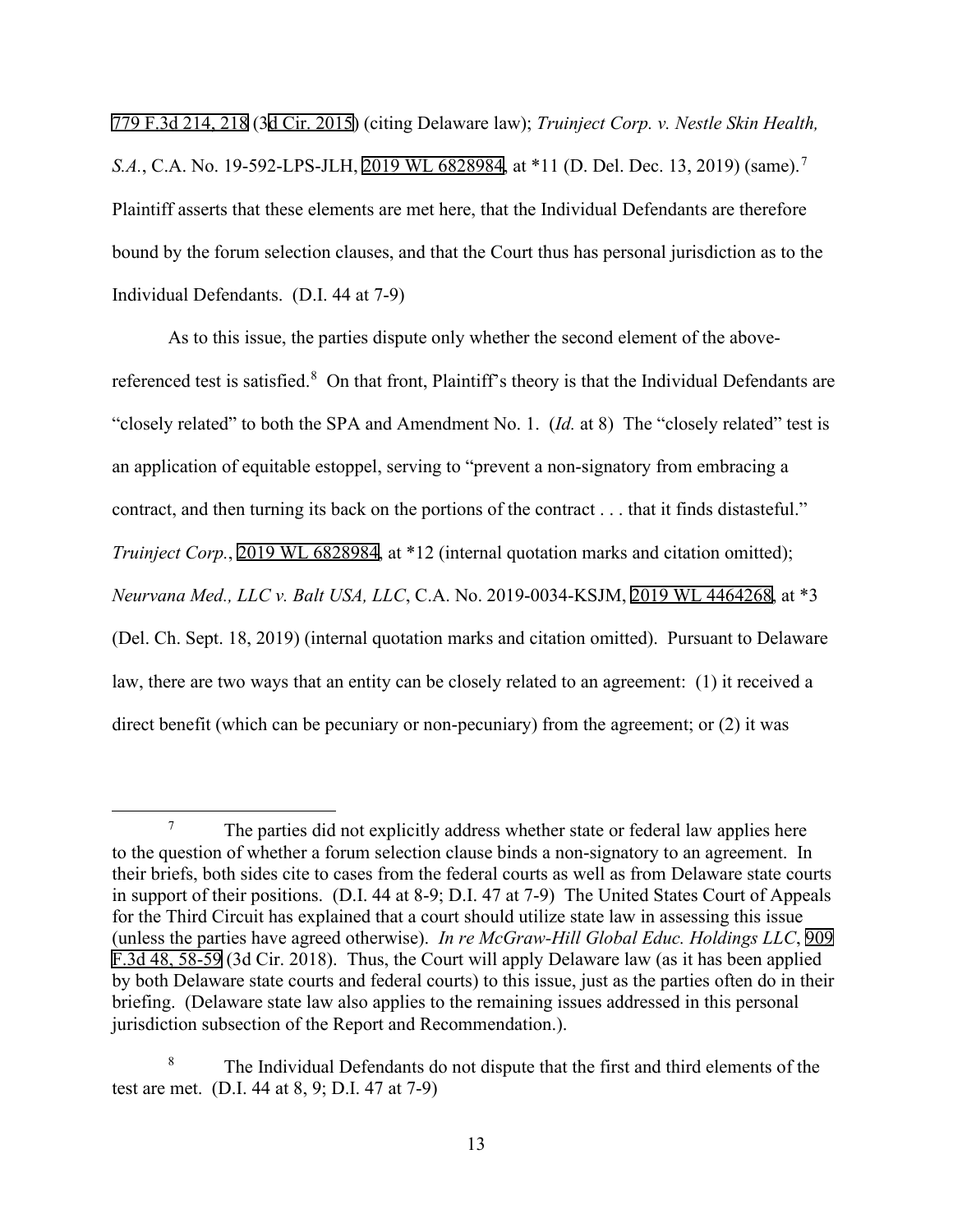779 F.3d 214, 218 (3d Cir. 2015) (citing Delaware law); *Truinject Corp. v. Nestle Skin Health, S.A.*, C.A. No. 19-592-LPS-JLH, 2019 WL 6828984, at *11 (D. Del. Dec. 13, 2019) (same).[7] Plaintiff asserts that these elements are met here, that the Individual Defendants are therefore bound by the forum selection clauses, and that the Court thus has personal jurisdiction as to the Individual Defendants. (D.I. 44 at 7-9)

As to this issue, the parties dispute only whether the second element of the above-referenced test is satisfied.[8] On that front, Plaintiff's theory is that the Individual Defendants are "closely related" to both the SPA and Amendment No. 1. (*Id.* at 8) The "closely related" test is an application of equitable estoppel, serving to "prevent a non-signatory from embracing a contract, and then turning its back on the portions of the contract . . . that it finds distasteful." *Truinject Corp.*, 2019 WL 6828984, at *12 (internal quotation marks and citation omitted); *Neurvana Med., LLC v. Balt USA, LLC*, C.A. No. 2019-0034-KSJM, 2019 WL 4464268, at *3 (Del. Ch. Sept. 18, 2019) (internal quotation marks and citation omitted). Pursuant to Delaware law, there are two ways that an entity can be closely related to an agreement: (1) it received a direct benefit (which can be pecuniary or non-pecuniary) from the agreement; or (2) it was

---

[7] The parties did not explicitly address whether state or federal law applies here to the question of whether a forum selection clause binds a non-signatory to an agreement. In their briefs, both sides cite to cases from the federal courts as well as from Delaware state courts in support of their positions. (D.I. 44 at 8-9; D.I. 47 at 7-9) The United States Court of Appeals for the Third Circuit has explained that a court should utilize state law in assessing this issue (unless the parties have agreed otherwise). *In re McGraw-Hill Global Educ. Holdings LLC*, 909 F.3d 48, 58-59 (3d Cir. 2018). Thus, the Court will apply Delaware law (as it has been applied by both Delaware state courts and federal courts) to this issue, just as the parties often do in their briefing. (Delaware state law also applies to the remaining issues addressed in this personal jurisdiction subsection of the Report and Recommendation.).

[8] The Individual Defendants do not dispute that the first and third elements of the test are met. (D.I. 44 at 8, 9; D.I. 47 at 7-9)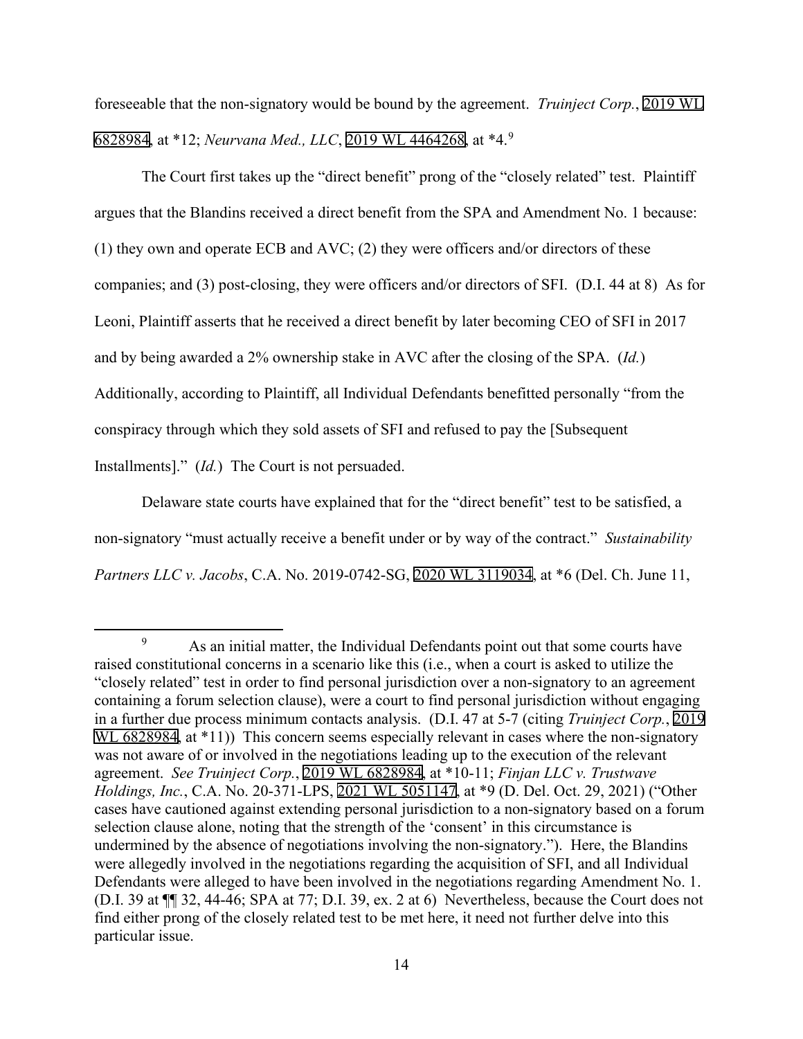foreseeable that the non-signatory would be bound by the agreement. *Truinject Corp.*, 2019 WL 6828984, at *12; *Neurvana Med., LLC*, 2019 WL 4464268, at *4.[9]

The Court first takes up the "direct benefit" prong of the "closely related" test. Plaintiff argues that the Blandins received a direct benefit from the SPA and Amendment No. 1 because: (1) they own and operate ECB and AVC; (2) they were officers and/or directors of these companies; and (3) post-closing, they were officers and/or directors of SFI. (D.I. 44 at 8) As for Leoni, Plaintiff asserts that he received a direct benefit by later becoming CEO of SFI in 2017 and by being awarded a 2% ownership stake in AVC after the closing of the SPA. (*Id.*) Additionally, according to Plaintiff, all Individual Defendants benefitted personally "from the conspiracy through which they sold assets of SFI and refused to pay the [Subsequent Installments]." (*Id.*) The Court is not persuaded.

Delaware state courts have explained that for the "direct benefit" test to be satisfied, a non-signatory "must actually receive a benefit under or by way of the contract." *Sustainability Partners LLC v. Jacobs*, C.A. No. 2019-0742-SG, 2020 WL 3119034, at *6 (Del. Ch. June 11,

---

[9] As an initial matter, the Individual Defendants point out that some courts have raised constitutional concerns in a scenario like this (i.e., when a court is asked to utilize the "closely related" test in order to find personal jurisdiction over a non-signatory to an agreement containing a forum selection clause), were a court to find personal jurisdiction without engaging in a further due process minimum contacts analysis. (D.I. 47 at 5-7 (citing *Truinject Corp.*, 2019 WL 6828984, at *11)) This concern seems especially relevant in cases where the non-signatory was not aware of or involved in the negotiations leading up to the execution of the relevant agreement. *See Truinject Corp.*, 2019 WL 6828984, at *10-11; *Finjan LLC v. Trustwave Holdings, Inc.*, C.A. No. 20-371-LPS, 2021 WL 5051147, at *9 (D. Del. Oct. 29, 2021) ("Other cases have cautioned against extending personal jurisdiction to a non-signatory based on a forum selection clause alone, noting that the strength of the 'consent' in this circumstance is undermined by the absence of negotiations involving the non-signatory."). Here, the Blandins were allegedly involved in the negotiations regarding the acquisition of SFI, and all Individual Defendants were alleged to have been involved in the negotiations regarding Amendment No. 1. (D.I. 39 at ¶¶ 32, 44-46; SPA at 77; D.I. 39, ex. 2 at 6) Nevertheless, because the Court does not find either prong of the closely related test to be met here, it need not further delve into this particular issue.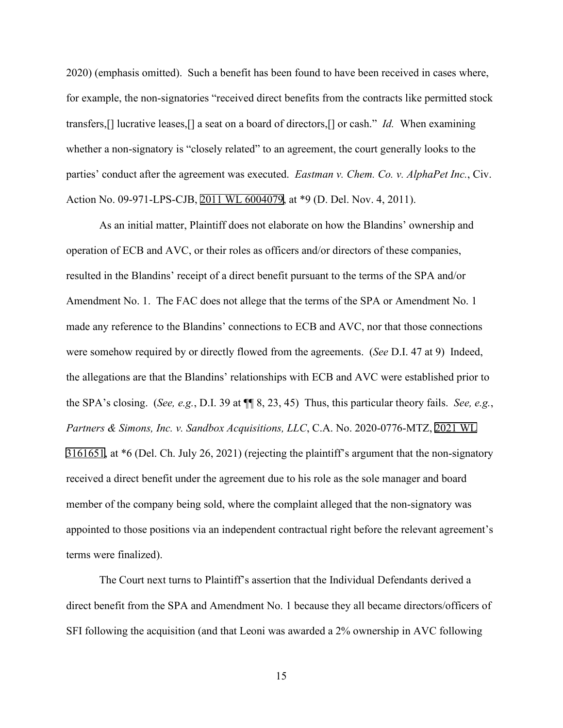2020) (emphasis omitted). Such a benefit has been found to have been received in cases where, for example, the non-signatories "received direct benefits from the contracts like permitted stock transfers,[] lucrative leases,[] a seat on a board of directors,[] or cash." *Id.* When examining whether a non-signatory is "closely related" to an agreement, the court generally looks to the parties' conduct after the agreement was executed. *Eastman v. Chem. Co. v. AlphaPet Inc.*, Civ. Action No. 09-971-LPS-CJB, 2011 WL 6004079, at *9 (D. Del. Nov. 4, 2011).

As an initial matter, Plaintiff does not elaborate on how the Blandins' ownership and operation of ECB and AVC, or their roles as officers and/or directors of these companies, resulted in the Blandins' receipt of a direct benefit pursuant to the terms of the SPA and/or Amendment No. 1. The FAC does not allege that the terms of the SPA or Amendment No. 1 made any reference to the Blandins' connections to ECB and AVC, nor that those connections were somehow required by or directly flowed from the agreements. (*See* D.I. 47 at 9) Indeed, the allegations are that the Blandins' relationships with ECB and AVC were established prior to the SPA's closing. (*See, e.g.*, D.I. 39 at ¶¶ 8, 23, 45) Thus, this particular theory fails. *See, e.g.*, *Partners & Simons, Inc. v. Sandbox Acquisitions, LLC*, C.A. No. 2020-0776-MTZ, 2021 WL 3161651, at *6 (Del. Ch. July 26, 2021) (rejecting the plaintiff's argument that the non-signatory received a direct benefit under the agreement due to his role as the sole manager and board member of the company being sold, where the complaint alleged that the non-signatory was appointed to those positions via an independent contractual right before the relevant agreement's terms were finalized).

The Court next turns to Plaintiff's assertion that the Individual Defendants derived a direct benefit from the SPA and Amendment No. 1 because they all became directors/officers of SFI following the acquisition (and that Leoni was awarded a 2% ownership in AVC following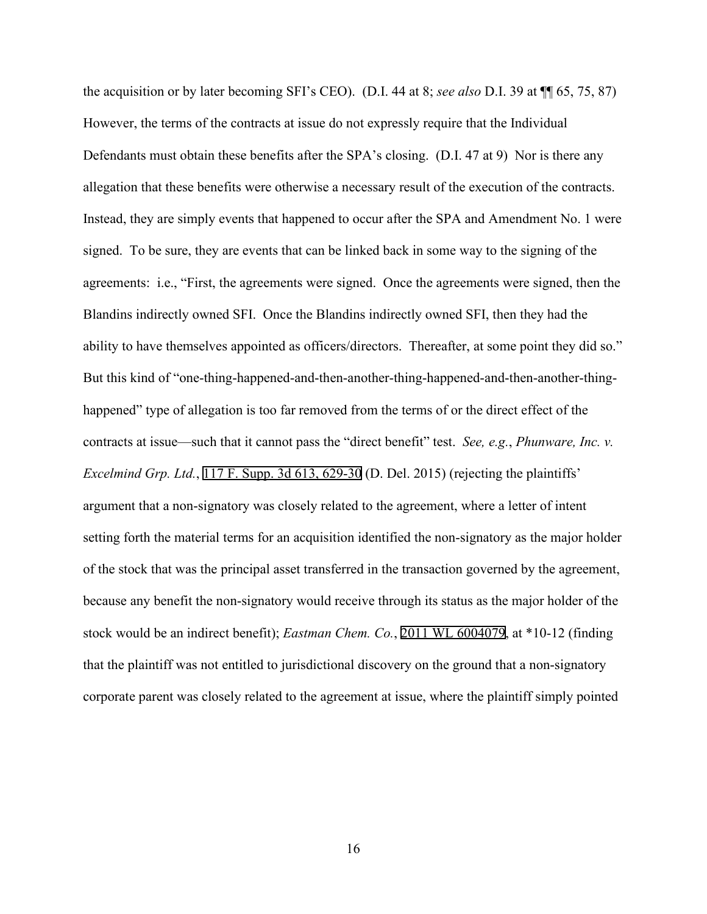the acquisition or by later becoming SFI's CEO). (D.I. 44 at 8; *see also* D.I. 39 at ¶¶ 65, 75, 87) However, the terms of the contracts at issue do not expressly require that the Individual Defendants must obtain these benefits after the SPA's closing. (D.I. 47 at 9) Nor is there any allegation that these benefits were otherwise a necessary result of the execution of the contracts. Instead, they are simply events that happened to occur after the SPA and Amendment No. 1 were signed. To be sure, they are events that can be linked back in some way to the signing of the agreements: i.e., "First, the agreements were signed. Once the agreements were signed, then the Blandins indirectly owned SFI. Once the Blandins indirectly owned SFI, then they had the ability to have themselves appointed as officers/directors. Thereafter, at some point they did so." But this kind of "one-thing-happened-and-then-another-thing-happened-and-then-another-thing-happened" type of allegation is too far removed from the terms of or the direct effect of the contracts at issue—such that it cannot pass the "direct benefit" test. *See, e.g.*, *Phunware, Inc. v. Excelmind Grp. Ltd.*, 117 F. Supp. 3d 613, 629-30 (D. Del. 2015) (rejecting the plaintiffs' argument that a non-signatory was closely related to the agreement, where a letter of intent setting forth the material terms for an acquisition identified the non-signatory as the major holder of the stock that was the principal asset transferred in the transaction governed by the agreement, because any benefit the non-signatory would receive through its status as the major holder of the stock would be an indirect benefit); *Eastman Chem. Co.*, 2011 WL 6004079, at *10-12 (finding that the plaintiff was not entitled to jurisdictional discovery on the ground that a non-signatory corporate parent was closely related to the agreement at issue, where the plaintiff simply pointed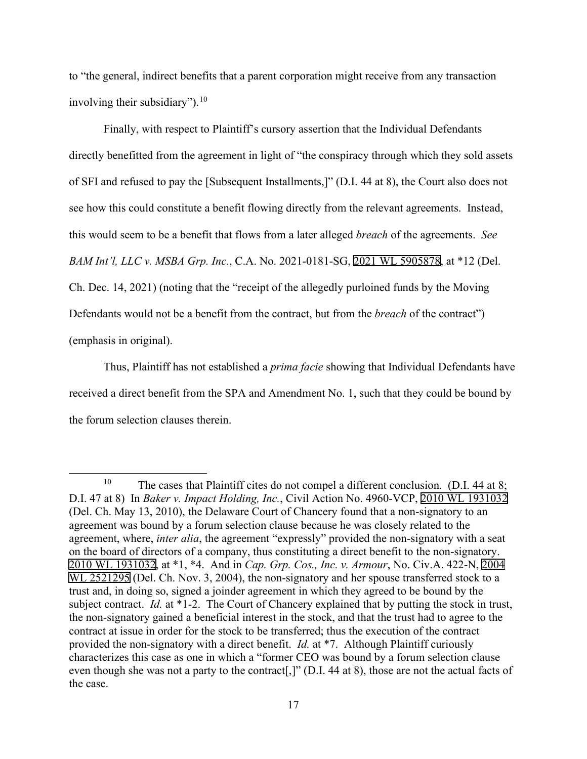to "the general, indirect benefits that a parent corporation might receive from any transaction involving their subsidiary").[10]

Finally, with respect to Plaintiff's cursory assertion that the Individual Defendants directly benefitted from the agreement in light of "the conspiracy through which they sold assets of SFI and refused to pay the [Subsequent Installments,]" (D.I. 44 at 8), the Court also does not see how this could constitute a benefit flowing directly from the relevant agreements. Instead, this would seem to be a benefit that flows from a later alleged *breach* of the agreements. *See BAM Int'l, LLC v. MSBA Grp. Inc.*, C.A. No. 2021-0181-SG, 2021 WL 5905878, at *12 (Del. Ch. Dec. 14, 2021) (noting that the "receipt of the allegedly purloined funds by the Moving Defendants would not be a benefit from the contract, but from the *breach* of the contract") (emphasis in original).

Thus, Plaintiff has not established a *prima facie* showing that Individual Defendants have received a direct benefit from the SPA and Amendment No. 1, such that they could be bound by the forum selection clauses therein.

---

[10] The cases that Plaintiff cites do not compel a different conclusion. (D.I. 44 at 8; D.I. 47 at 8) In *Baker v. Impact Holding, Inc.*, Civil Action No. 4960-VCP, 2010 WL 1931032 (Del. Ch. May 13, 2010), the Delaware Court of Chancery found that a non-signatory to an agreement was bound by a forum selection clause because he was closely related to the agreement, where, *inter alia*, the agreement "expressly" provided the non-signatory with a seat on the board of directors of a company, thus constituting a direct benefit to the non-signatory. 2010 WL 1931032, at *1, *4. And in *Cap. Grp. Cos., Inc. v. Armour*, No. Civ.A. 422-N, 2004 WL 2521295 (Del. Ch. Nov. 3, 2004), the non-signatory and her spouse transferred stock to a trust and, in doing so, signed a joinder agreement in which they agreed to be bound by the subject contract. *Id.* at *1-2. The Court of Chancery explained that by putting the stock in trust, the non-signatory gained a beneficial interest in the stock, and that the trust had to agree to the contract at issue in order for the stock to be transferred; thus the execution of the contract provided the non-signatory with a direct benefit. *Id.* at *7. Although Plaintiff curiously characterizes this case as one in which a "former CEO was bound by a forum selection clause even though she was not a party to the contract[,]" (D.I. 44 at 8), those are not the actual facts of the case.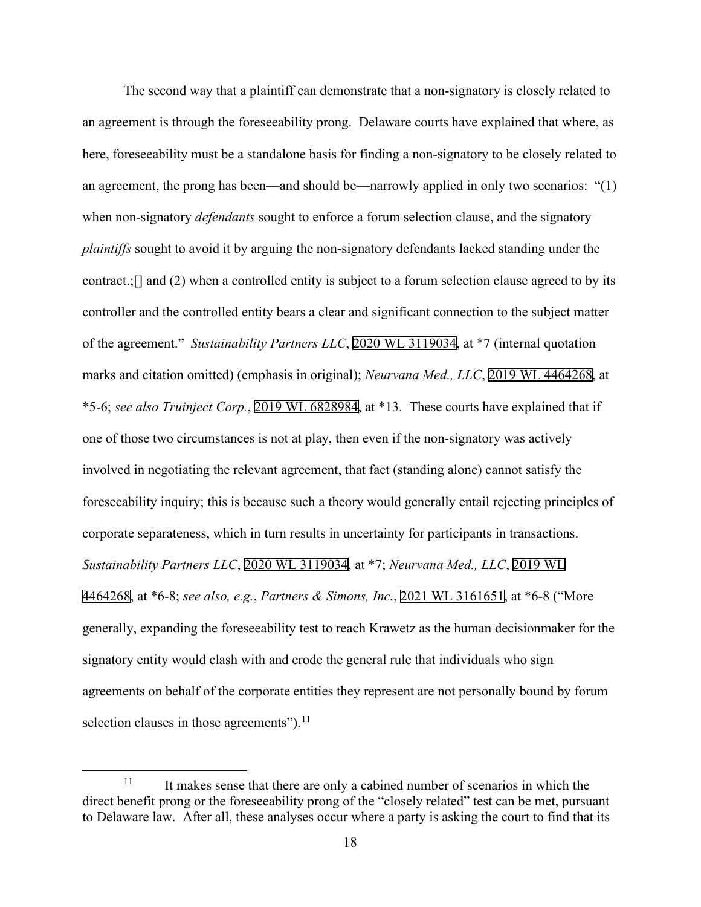The second way that a plaintiff can demonstrate that a non-signatory is closely related to an agreement is through the foreseeability prong. Delaware courts have explained that where, as here, foreseeability must be a standalone basis for finding a non-signatory to be closely related to an agreement, the prong has been—and should be—narrowly applied in only two scenarios: "(1) when non-signatory *defendants* sought to enforce a forum selection clause, and the signatory *plaintiffs* sought to avoid it by arguing the non-signatory defendants lacked standing under the contract.;[] and (2) when a controlled entity is subject to a forum selection clause agreed to by its controller and the controlled entity bears a clear and significant connection to the subject matter of the agreement." *Sustainability Partners LLC*, 2020 WL 3119034, at *7 (internal quotation marks and citation omitted) (emphasis in original); *Neurvana Med., LLC*, 2019 WL 4464268, at *5-6; *see also Truinject Corp.*, 2019 WL 6828984, at *13. These courts have explained that if one of those two circumstances is not at play, then even if the non-signatory was actively involved in negotiating the relevant agreement, that fact (standing alone) cannot satisfy the foreseeability inquiry; this is because such a theory would generally entail rejecting principles of corporate separateness, which in turn results in uncertainty for participants in transactions. *Sustainability Partners LLC*, 2020 WL 3119034, at *7; *Neurvana Med., LLC*, 2019 WL 4464268, at *6-8; *see also, e.g.*, *Partners & Simons, Inc.*, 2021 WL 3161651, at *6-8 ("More generally, expanding the foreseeability test to reach Krawetz as the human decisionmaker for the signatory entity would clash with and erode the general rule that individuals who sign agreements on behalf of the corporate entities they represent are not personally bound by forum selection clauses in those agreements").[11]

---

[11] It makes sense that there are only a cabined number of scenarios in which the direct benefit prong or the foreseeability prong of the "closely related" test can be met, pursuant to Delaware law. After all, these analyses occur where a party is asking the court to find that its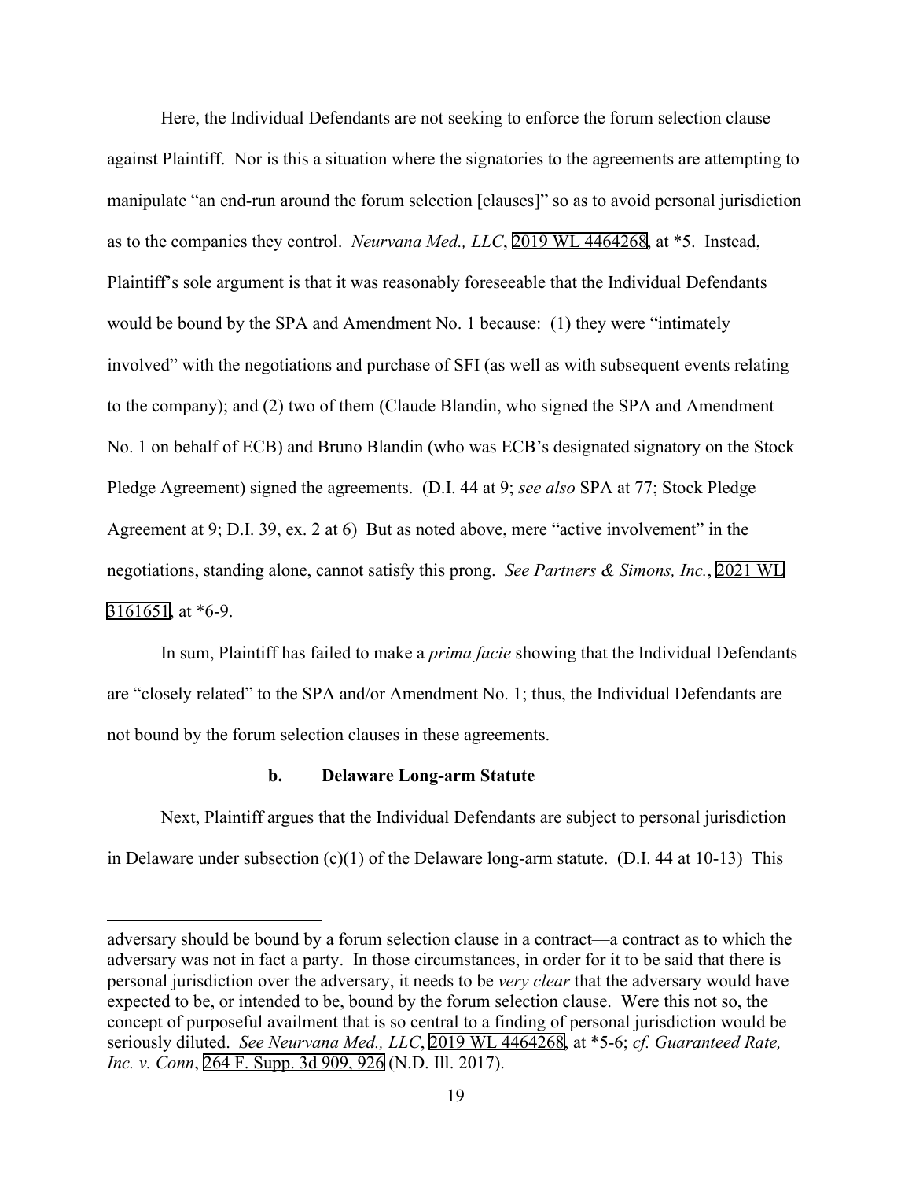Here, the Individual Defendants are not seeking to enforce the forum selection clause against Plaintiff. Nor is this a situation where the signatories to the agreements are attempting to manipulate "an end-run around the forum selection [clauses]" so as to avoid personal jurisdiction as to the companies they control. *Neurvana Med., LLC*, 2019 WL 4464268, at *5. Instead, Plaintiff's sole argument is that it was reasonably foreseeable that the Individual Defendants would be bound by the SPA and Amendment No. 1 because: (1) they were "intimately involved" with the negotiations and purchase of SFI (as well as with subsequent events relating to the company); and (2) two of them (Claude Blandin, who signed the SPA and Amendment No. 1 on behalf of ECB) and Bruno Blandin (who was ECB's designated signatory on the Stock Pledge Agreement) signed the agreements. (D.I. 44 at 9; *see also* SPA at 77; Stock Pledge Agreement at 9; D.I. 39, ex. 2 at 6) But as noted above, mere "active involvement" in the negotiations, standing alone, cannot satisfy this prong. *See Partners & Simons, Inc.*, 2021 WL 3161651, at *6-9.

In sum, Plaintiff has failed to make a *prima facie* showing that the Individual Defendants are "closely related" to the SPA and/or Amendment No. 1; thus, the Individual Defendants are not bound by the forum selection clauses in these agreements.

#### b. Delaware Long-arm Statute

Next, Plaintiff argues that the Individual Defendants are subject to personal jurisdiction in Delaware under subsection (c)(1) of the Delaware long-arm statute. (D.I. 44 at 10-13) This

---

adversary should be bound by a forum selection clause in a contract—a contract as to which the adversary was not in fact a party. In those circumstances, in order for it to be said that there is personal jurisdiction over the adversary, it needs to be *very clear* that the adversary would have expected to be, or intended to be, bound by the forum selection clause. Were this not so, the concept of purposeful availment that is so central to a finding of personal jurisdiction would be seriously diluted. *See Neurvana Med., LLC*, 2019 WL 4464268, at *5-6; *cf. Guaranteed Rate, Inc. v. Conn*, 264 F. Supp. 3d 909, 926 (N.D. Ill. 2017).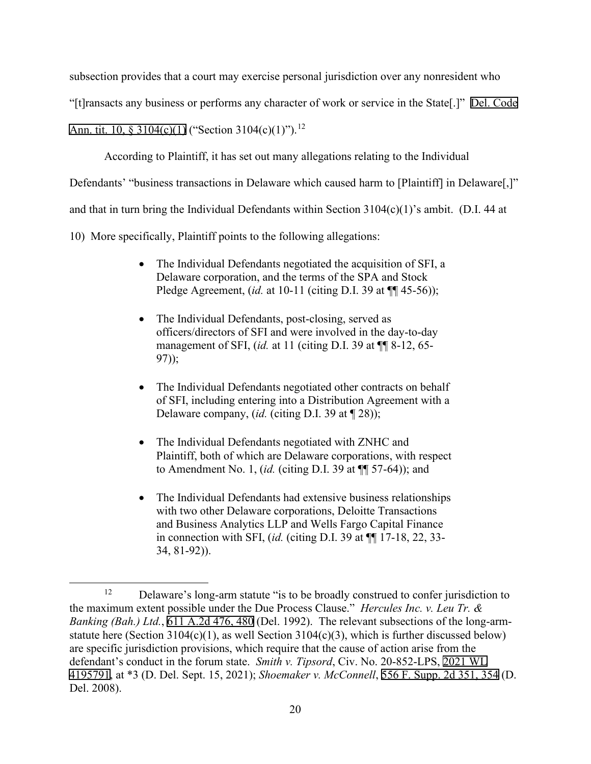subsection provides that a court may exercise personal jurisdiction over any nonresident who "[t]ransacts any business or performs any character of work or service in the State[.]" Del. Code Ann. tit. 10, § 3104(c)(1) ("Section 3104(c)(1)").[12]

According to Plaintiff, it has set out many allegations relating to the Individual Defendants' "business transactions in Delaware which caused harm to [Plaintiff] in Delaware[,]" and that in turn bring the Individual Defendants within Section 3104(c)(1)'s ambit. (D.I. 44 at 10) More specifically, Plaintiff points to the following allegations:

- The Individual Defendants negotiated the acquisition of SFI, a Delaware corporation, and the terms of the SPA and Stock Pledge Agreement, (*id.* at 10-11 (citing D.I. 39 at ¶¶ 45-56));
- The Individual Defendants, post-closing, served as officers/directors of SFI and were involved in the day-to-day management of SFI, (*id.* at 11 (citing D.I. 39 at ¶¶ 8-12, 65-97));
- The Individual Defendants negotiated other contracts on behalf of SFI, including entering into a Distribution Agreement with a Delaware company, (*id.* (citing D.I. 39 at ¶ 28));
- The Individual Defendants negotiated with ZNHC and Plaintiff, both of which are Delaware corporations, with respect to Amendment No. 1, (*id.* (citing D.I. 39 at ¶¶ 57-64)); and
- The Individual Defendants had extensive business relationships with two other Delaware corporations, Deloitte Transactions and Business Analytics LLP and Wells Fargo Capital Finance in connection with SFI, (*id.* (citing D.I. 39 at ¶¶ 17-18, 22, 33-34, 81-92)).

---

[12] Delaware's long-arm statute "is to be broadly construed to confer jurisdiction to the maximum extent possible under the Due Process Clause." *Hercules Inc. v. Leu Tr. & Banking (Bah.) Ltd.*, 611 A.2d 476, 480 (Del. 1992). The relevant subsections of the long-arm-statute here (Section 3104(c)(1), as well Section 3104(c)(3), which is further discussed below) are specific jurisdiction provisions, which require that the cause of action arise from the defendant's conduct in the forum state. *Smith v. Tipsord*, Civ. No. 20-852-LPS, 2021 WL 4195791, at *3 (D. Del. Sept. 15, 2021); *Shoemaker v. McConnell*, 556 F. Supp. 2d 351, 354 (D. Del. 2008).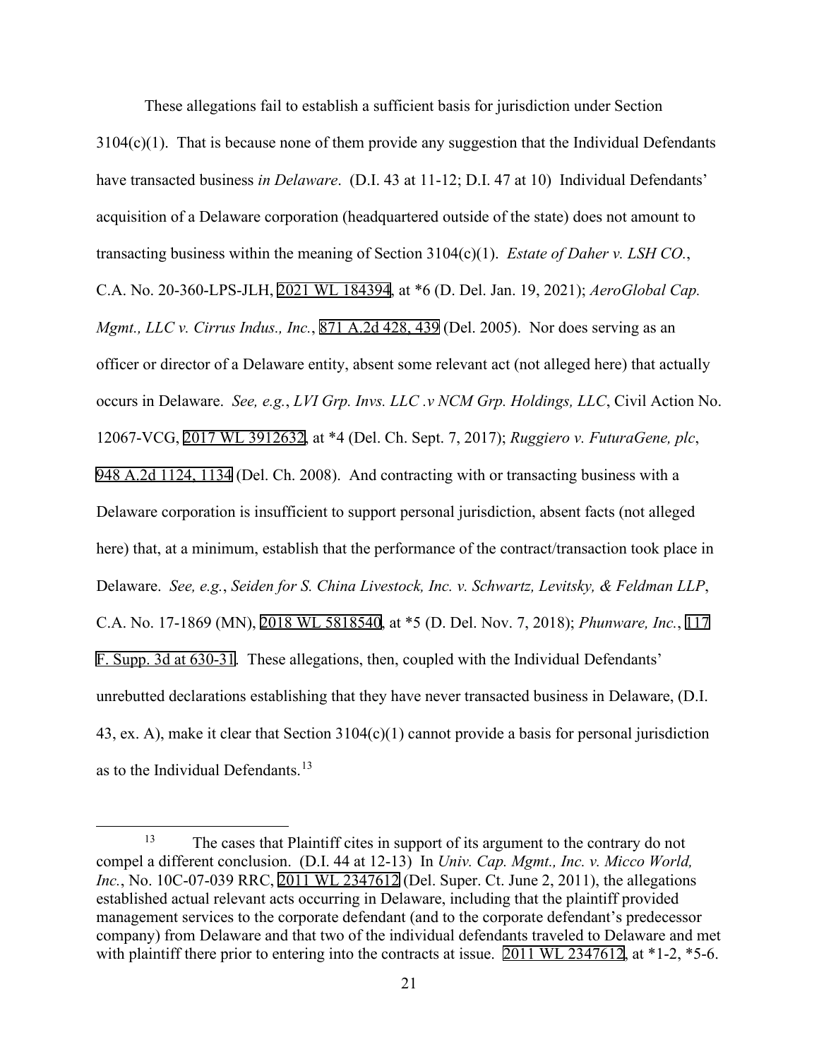These allegations fail to establish a sufficient basis for jurisdiction under Section 3104(c)(1). That is because none of them provide any suggestion that the Individual Defendants have transacted business *in Delaware*. (D.I. 43 at 11-12; D.I. 47 at 10) Individual Defendants' acquisition of a Delaware corporation (headquartered outside of the state) does not amount to transacting business within the meaning of Section 3104(c)(1). *Estate of Daher v. LSH CO.*, C.A. No. 20-360-LPS-JLH, 2021 WL 184394, at *6 (D. Del. Jan. 19, 2021); *AeroGlobal Cap. Mgmt., LLC v. Cirrus Indus., Inc.*, 871 A.2d 428, 439 (Del. 2005). Nor does serving as an officer or director of a Delaware entity, absent some relevant act (not alleged here) that actually occurs in Delaware. *See, e.g.*, *LVI Grp. Invs. LLC .v NCM Grp. Holdings, LLC*, Civil Action No. 12067-VCG, 2017 WL 3912632, at *4 (Del. Ch. Sept. 7, 2017); *Ruggiero v. FuturaGene, plc*, 948 A.2d 1124, 1134 (Del. Ch. 2008). And contracting with or transacting business with a Delaware corporation is insufficient to support personal jurisdiction, absent facts (not alleged here) that, at a minimum, establish that the performance of the contract/transaction took place in Delaware. *See, e.g.*, *Seiden for S. China Livestock, Inc. v. Schwartz, Levitsky, & Feldman LLP*, C.A. No. 17-1869 (MN), 2018 WL 5818540, at *5 (D. Del. Nov. 7, 2018); *Phunware, Inc.*, 117 F. Supp. 3d at 630-31. These allegations, then, coupled with the Individual Defendants' unrebutted declarations establishing that they have never transacted business in Delaware, (D.I. 43, ex. A), make it clear that Section 3104(c)(1) cannot provide a basis for personal jurisdiction as to the Individual Defendants.[13]

---

[13] The cases that Plaintiff cites in support of its argument to the contrary do not compel a different conclusion. (D.I. 44 at 12-13) In *Univ. Cap. Mgmt., Inc. v. Micco World, Inc.*, No. 10C-07-039 RRC, 2011 WL 2347612 (Del. Super. Ct. June 2, 2011), the allegations established actual relevant acts occurring in Delaware, including that the plaintiff provided management services to the corporate defendant (and to the corporate defendant's predecessor company) from Delaware and that two of the individual defendants traveled to Delaware and met with plaintiff there prior to entering into the contracts at issue. 2011 WL 2347612, at *1-2, *5-6.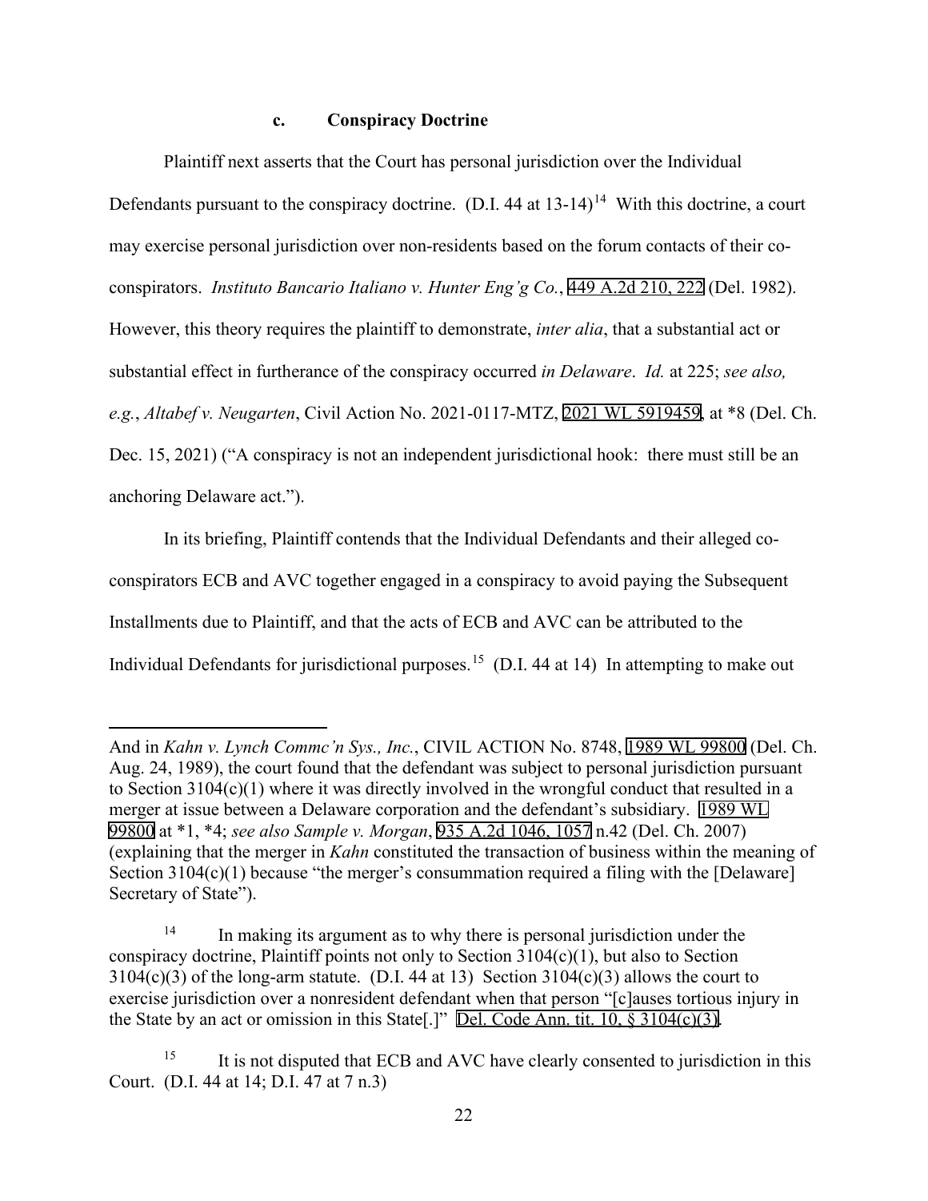### c. Conspiracy Doctrine

Plaintiff next asserts that the Court has personal jurisdiction over the Individual Defendants pursuant to the conspiracy doctrine. (D.I. 44 at 13-14)[14] With this doctrine, a court may exercise personal jurisdiction over non-residents based on the forum contacts of their co-conspirators. *Instituto Bancario Italiano v. Hunter Eng'g Co.*, 449 A.2d 210, 222 (Del. 1982). However, this theory requires the plaintiff to demonstrate, *inter alia*, that a substantial act or substantial effect in furtherance of the conspiracy occurred *in Delaware*. *Id.* at 225; *see also, e.g.*, *Altabef v. Neugarten*, Civil Action No. 2021-0117-MTZ, 2021 WL 5919459, at *8 (Del. Ch. Dec. 15, 2021) ("A conspiracy is not an independent jurisdictional hook: there must still be an anchoring Delaware act.").

In its briefing, Plaintiff contends that the Individual Defendants and their alleged co-conspirators ECB and AVC together engaged in a conspiracy to avoid paying the Subsequent Installments due to Plaintiff, and that the acts of ECB and AVC can be attributed to the Individual Defendants for jurisdictional purposes.[15] (D.I. 44 at 14) In attempting to make out

---

And in *Kahn v. Lynch Commc'n Sys., Inc.*, CIVIL ACTION No. 8748, 1989 WL 99800 (Del. Ch. Aug. 24, 1989), the court found that the defendant was subject to personal jurisdiction pursuant to Section 3104(c)(1) where it was directly involved in the wrongful conduct that resulted in a merger at issue between a Delaware corporation and the defendant's subsidiary. 1989 WL 99800 at *1, *4; *see also Sample v. Morgan*, 935 A.2d 1046, 1057 n.42 (Del. Ch. 2007) (explaining that the merger in *Kahn* constituted the transaction of business within the meaning of Section 3104(c)(1) because "the merger's consummation required a filing with the [Delaware] Secretary of State").

[14] In making its argument as to why there is personal jurisdiction under the conspiracy doctrine, Plaintiff points not only to Section 3104(c)(1), but also to Section 3104(c)(3) of the long-arm statute. (D.I. 44 at 13) Section 3104(c)(3) allows the court to exercise jurisdiction over a nonresident defendant when that person "[c]auses tortious injury in the State by an act or omission in this State[.]" Del. Code Ann. tit. 10, § 3104(c)(3).

[15] It is not disputed that ECB and AVC have clearly consented to jurisdiction in this Court. (D.I. 44 at 14; D.I. 47 at 7 n.3)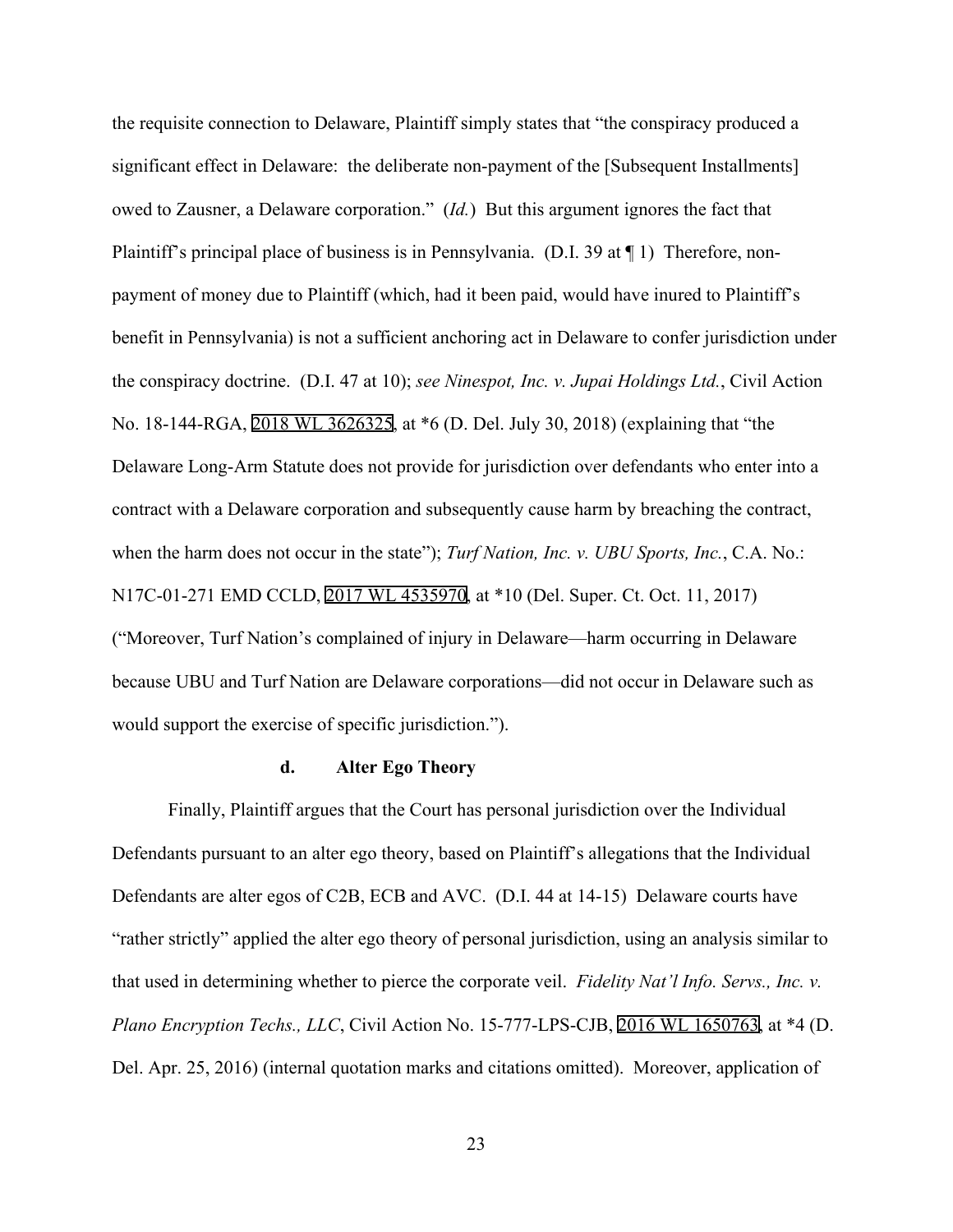the requisite connection to Delaware, Plaintiff simply states that "the conspiracy produced a significant effect in Delaware: the deliberate non-payment of the [Subsequent Installments] owed to Zausner, a Delaware corporation." (*Id.*) But this argument ignores the fact that Plaintiff's principal place of business is in Pennsylvania. (D.I. 39 at ¶ 1) Therefore, non-payment of money due to Plaintiff (which, had it been paid, would have inured to Plaintiff's benefit in Pennsylvania) is not a sufficient anchoring act in Delaware to confer jurisdiction under the conspiracy doctrine. (D.I. 47 at 10); *see Ninespot, Inc. v. Jupai Holdings Ltd.*, Civil Action No. 18-144-RGA, 2018 WL 3626325, at *6 (D. Del. July 30, 2018) (explaining that "the Delaware Long-Arm Statute does not provide for jurisdiction over defendants who enter into a contract with a Delaware corporation and subsequently cause harm by breaching the contract, when the harm does not occur in the state"); *Turf Nation, Inc. v. UBU Sports, Inc.*, C.A. No.: N17C-01-271 EMD CCLD, 2017 WL 4535970, at *10 (Del. Super. Ct. Oct. 11, 2017) ("Moreover, Turf Nation's complained of injury in Delaware—harm occurring in Delaware because UBU and Turf Nation are Delaware corporations—did not occur in Delaware such as would support the exercise of specific jurisdiction.").

**d. Alter Ego Theory**

Finally, Plaintiff argues that the Court has personal jurisdiction over the Individual Defendants pursuant to an alter ego theory, based on Plaintiff's allegations that the Individual Defendants are alter egos of C2B, ECB and AVC. (D.I. 44 at 14-15) Delaware courts have "rather strictly" applied the alter ego theory of personal jurisdiction, using an analysis similar to that used in determining whether to pierce the corporate veil. *Fidelity Nat'l Info. Servs., Inc. v. Plano Encryption Techs., LLC*, Civil Action No. 15-777-LPS-CJB, 2016 WL 1650763, at *4 (D. Del. Apr. 25, 2016) (internal quotation marks and citations omitted). Moreover, application of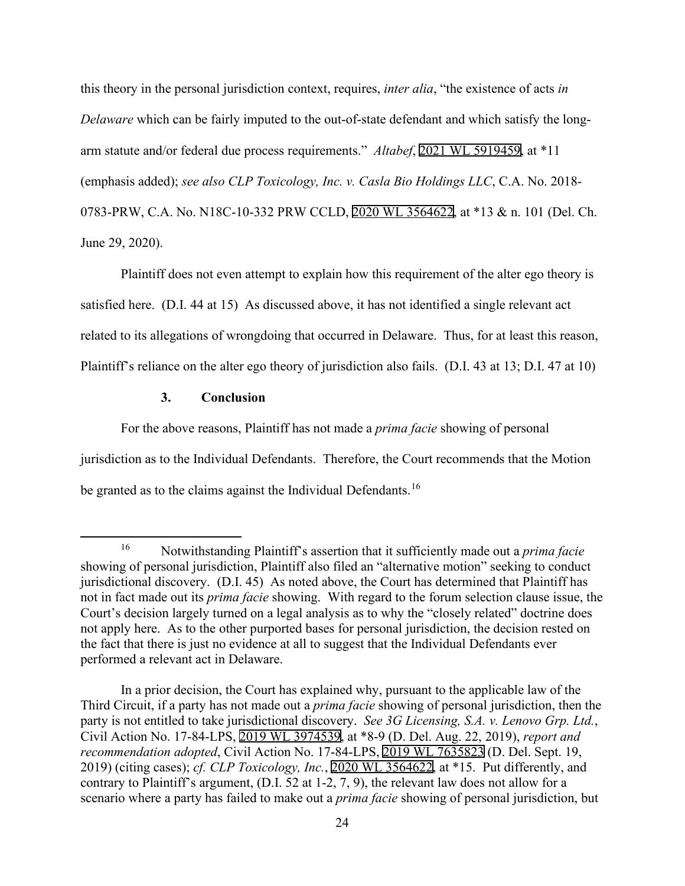this theory in the personal jurisdiction context, requires, *inter alia*, "the existence of acts *in Delaware* which can be fairly imputed to the out-of-state defendant and which satisfy the long-arm statute and/or federal due process requirements." *Altabef*, 2021 WL 5919459, at *11 (emphasis added); *see also CLP Toxicology, Inc. v. Casla Bio Holdings LLC*, C.A. No. 2018-0783-PRW, C.A. No. N18C-10-332 PRW CCLD, 2020 WL 3564622, at *13 & n. 101 (Del. Ch. June 29, 2020).

Plaintiff does not even attempt to explain how this requirement of the alter ego theory is satisfied here. (D.I. 44 at 15) As discussed above, it has not identified a single relevant act related to its allegations of wrongdoing that occurred in Delaware. Thus, for at least this reason, Plaintiff's reliance on the alter ego theory of jurisdiction also fails. (D.I. 43 at 13; D.I. 47 at 10)

### 3. Conclusion

For the above reasons, Plaintiff has not made a *prima facie* showing of personal jurisdiction as to the Individual Defendants. Therefore, the Court recommends that the Motion be granted as to the claims against the Individual Defendants.[16]

---

[16] Notwithstanding Plaintiff's assertion that it sufficiently made out a *prima facie* showing of personal jurisdiction, Plaintiff also filed an "alternative motion" seeking to conduct jurisdictional discovery. (D.I. 45) As noted above, the Court has determined that Plaintiff has not in fact made out its *prima facie* showing. With regard to the forum selection clause issue, the Court's decision largely turned on a legal analysis as to why the "closely related" doctrine does not apply here. As to the other purported bases for personal jurisdiction, the decision rested on the fact that there is just no evidence at all to suggest that the Individual Defendants ever performed a relevant act in Delaware.

In a prior decision, the Court has explained why, pursuant to the applicable law of the Third Circuit, if a party has not made out a *prima facie* showing of personal jurisdiction, then the party is not entitled to take jurisdictional discovery. *See 3G Licensing, S.A. v. Lenovo Grp. Ltd.*, Civil Action No. 17-84-LPS, 2019 WL 3974539, at *8-9 (D. Del. Aug. 22, 2019), *report and recommendation adopted*, Civil Action No. 17-84-LPS, 2019 WL 7635823 (D. Del. Sept. 19, 2019) (citing cases); *cf. CLP Toxicology, Inc.*, 2020 WL 3564622, at *15. Put differently, and contrary to Plaintiff's argument, (D.I. 52 at 1-2, 7, 9), the relevant law does not allow for a scenario where a party has failed to make out a *prima facie* showing of personal jurisdiction, but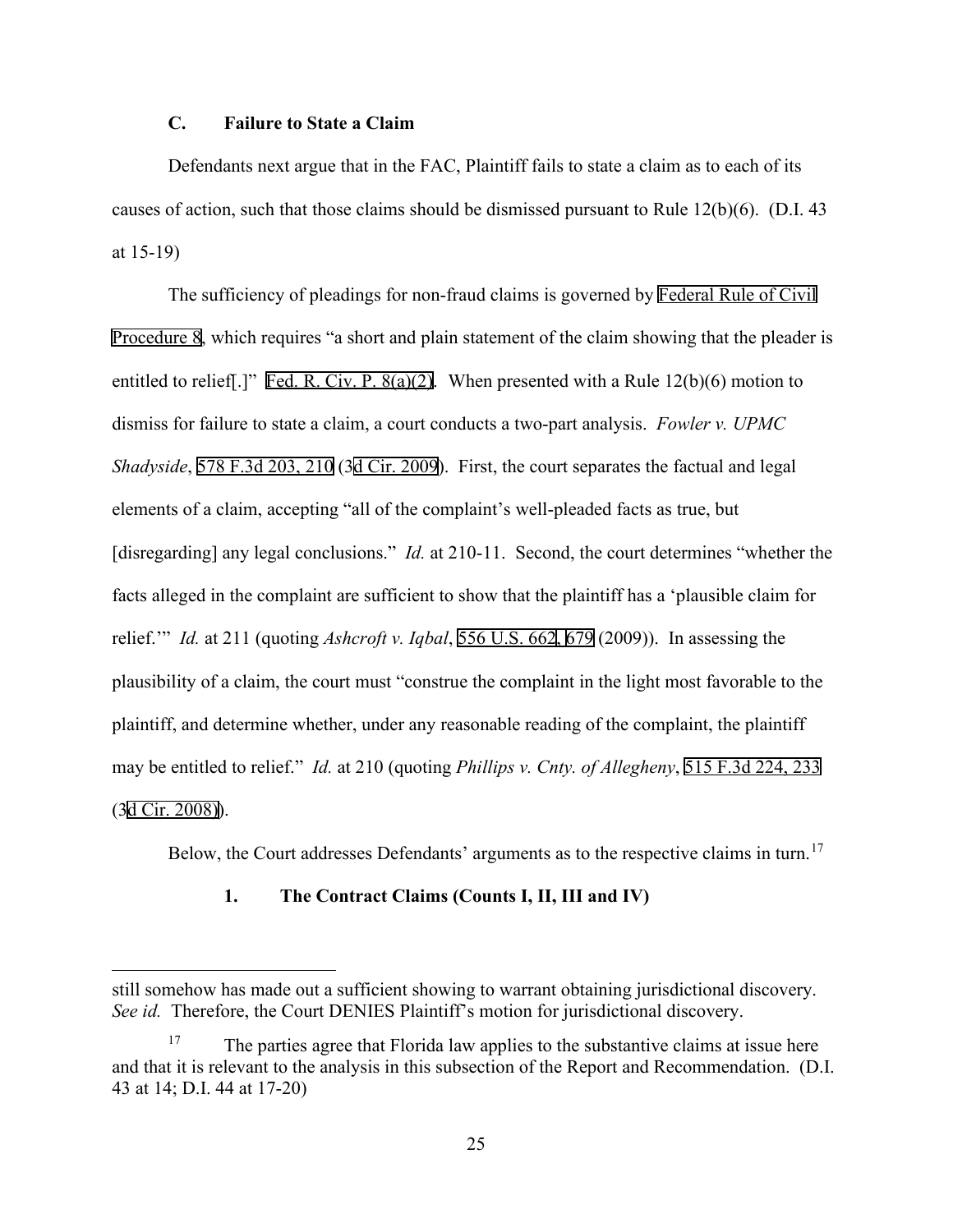### C. Failure to State a Claim

Defendants next argue that in the FAC, Plaintiff fails to state a claim as to each of its causes of action, such that those claims should be dismissed pursuant to Rule 12(b)(6). (D.I. 43 at 15-19)

The sufficiency of pleadings for non-fraud claims is governed by Federal Rule of Civil Procedure 8, which requires "a short and plain statement of the claim showing that the pleader is entitled to relief[.]" Fed. R. Civ. P. 8(a)(2). When presented with a Rule 12(b)(6) motion to dismiss for failure to state a claim, a court conducts a two-part analysis. *Fowler v. UPMC Shadyside*, 578 F.3d 203, 210 (3d Cir. 2009). First, the court separates the factual and legal elements of a claim, accepting "all of the complaint's well-pleaded facts as true, but [disregarding] any legal conclusions." *Id.* at 210-11. Second, the court determines "whether the facts alleged in the complaint are sufficient to show that the plaintiff has a 'plausible claim for relief.'" *Id.* at 211 (quoting *Ashcroft v. Iqbal*, 556 U.S. 662, 679 (2009)). In assessing the plausibility of a claim, the court must "construe the complaint in the light most favorable to the plaintiff, and determine whether, under any reasonable reading of the complaint, the plaintiff may be entitled to relief." *Id.* at 210 (quoting *Phillips v. Cnty. of Allegheny*, 515 F.3d 224, 233 (3d Cir. 2008)).

Below, the Court addresses Defendants' arguments as to the respective claims in turn.[17]

#### 1. The Contract Claims (Counts I, II, III and IV)

---

still somehow has made out a sufficient showing to warrant obtaining jurisdictional discovery. *See id.* Therefore, the Court DENIES Plaintiff's motion for jurisdictional discovery.

[17] The parties agree that Florida law applies to the substantive claims at issue here and that it is relevant to the analysis in this subsection of the Report and Recommendation. (D.I. 43 at 14; D.I. 44 at 17-20)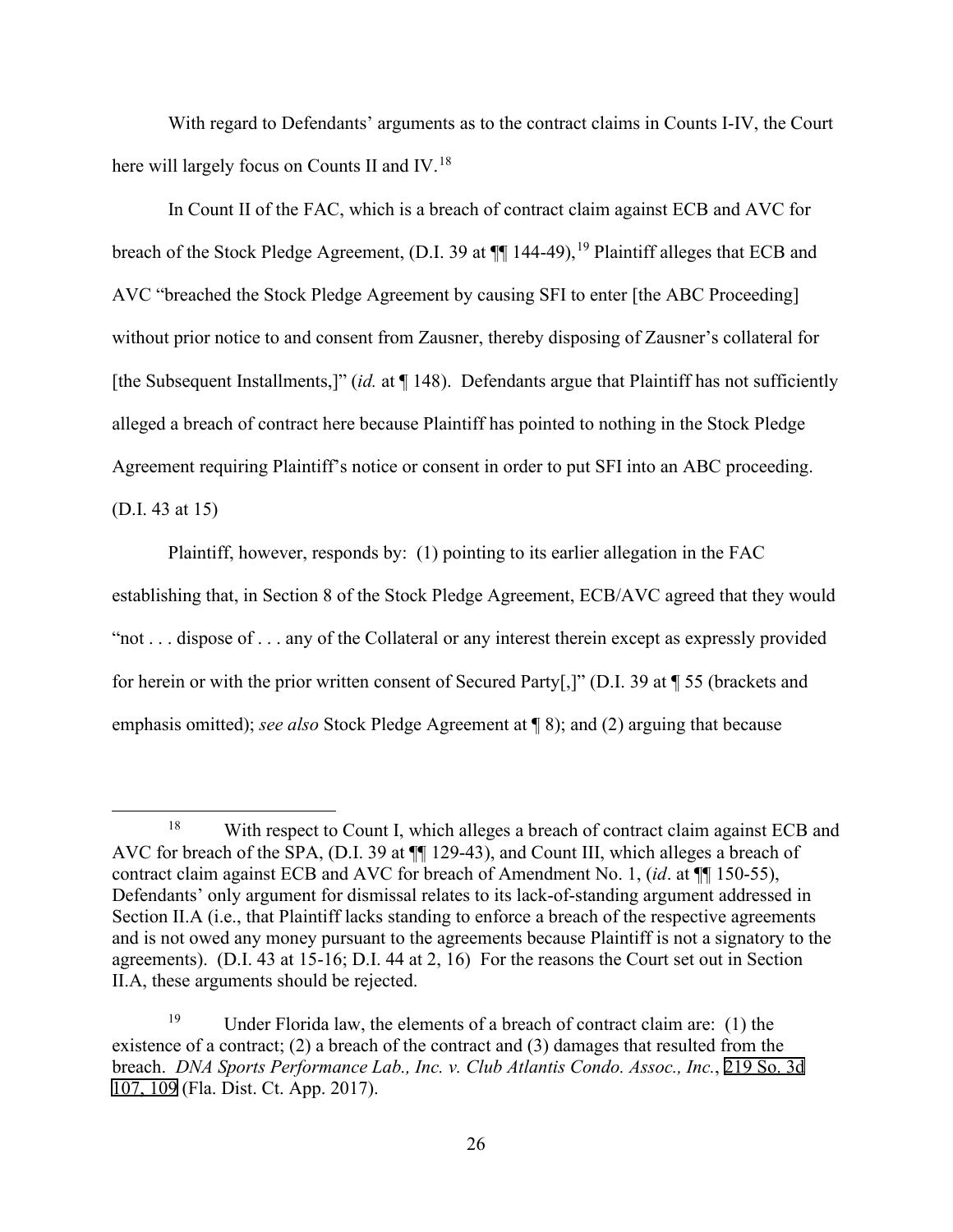With regard to Defendants' arguments as to the contract claims in Counts I-IV, the Court here will largely focus on Counts II and IV.[18]

In Count II of the FAC, which is a breach of contract claim against ECB and AVC for breach of the Stock Pledge Agreement, (D.I. 39 at ¶¶ 144-49),[19] Plaintiff alleges that ECB and AVC "breached the Stock Pledge Agreement by causing SFI to enter [the ABC Proceeding] without prior notice to and consent from Zausner, thereby disposing of Zausner's collateral for [the Subsequent Installments,]" (*id.* at ¶ 148). Defendants argue that Plaintiff has not sufficiently alleged a breach of contract here because Plaintiff has pointed to nothing in the Stock Pledge Agreement requiring Plaintiff's notice or consent in order to put SFI into an ABC proceeding. (D.I. 43 at 15)

Plaintiff, however, responds by: (1) pointing to its earlier allegation in the FAC establishing that, in Section 8 of the Stock Pledge Agreement, ECB/AVC agreed that they would "not . . . dispose of . . . any of the Collateral or any interest therein except as expressly provided for herein or with the prior written consent of Secured Party[,]" (D.I. 39 at ¶ 55 (brackets and emphasis omitted); *see also* Stock Pledge Agreement at ¶ 8); and (2) arguing that because

---

[18] With respect to Count I, which alleges a breach of contract claim against ECB and AVC for breach of the SPA, (D.I. 39 at ¶¶ 129-43), and Count III, which alleges a breach of contract claim against ECB and AVC for breach of Amendment No. 1, (*id*. at ¶¶ 150-55), Defendants' only argument for dismissal relates to its lack-of-standing argument addressed in Section II.A (i.e., that Plaintiff lacks standing to enforce a breach of the respective agreements and is not owed any money pursuant to the agreements because Plaintiff is not a signatory to the agreements). (D.I. 43 at 15-16; D.I. 44 at 2, 16) For the reasons the Court set out in Section II.A, these arguments should be rejected.

[19] Under Florida law, the elements of a breach of contract claim are: (1) the existence of a contract; (2) a breach of the contract and (3) damages that resulted from the breach. *DNA Sports Performance Lab., Inc. v. Club Atlantis Condo. Assoc., Inc.*, 219 So. 3d 107, 109 (Fla. Dist. Ct. App. 2017).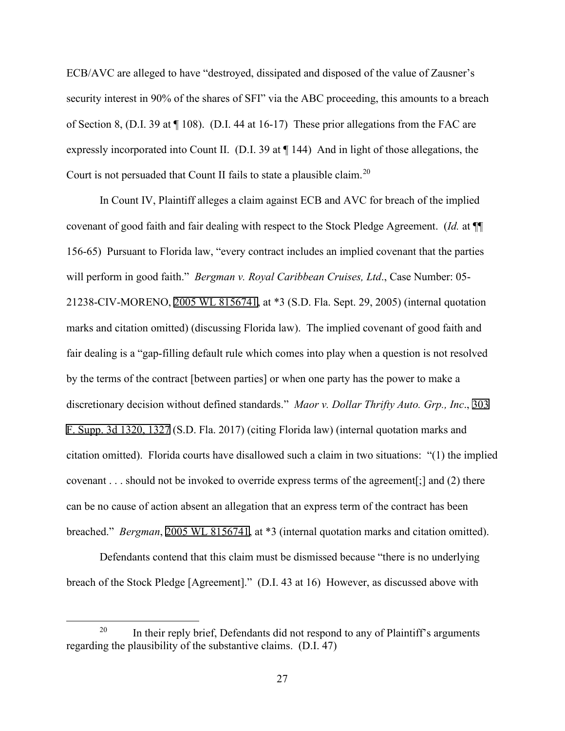ECB/AVC are alleged to have "destroyed, dissipated and disposed of the value of Zausner's security interest in 90% of the shares of SFI" via the ABC proceeding, this amounts to a breach of Section 8, (D.I. 39 at ¶ 108). (D.I. 44 at 16-17) These prior allegations from the FAC are expressly incorporated into Count II. (D.I. 39 at ¶ 144) And in light of those allegations, the Court is not persuaded that Count II fails to state a plausible claim.[20]

In Count IV, Plaintiff alleges a claim against ECB and AVC for breach of the implied covenant of good faith and fair dealing with respect to the Stock Pledge Agreement. (*Id.* at ¶¶ 156-65) Pursuant to Florida law, "every contract includes an implied covenant that the parties will perform in good faith." *Bergman v. Royal Caribbean Cruises, Ltd*., Case Number: 05-21238-CIV-MORENO, 2005 WL 8156741, at *3 (S.D. Fla. Sept. 29, 2005) (internal quotation marks and citation omitted) (discussing Florida law). The implied covenant of good faith and fair dealing is a "gap-filling default rule which comes into play when a question is not resolved by the terms of the contract [between parties] or when one party has the power to make a discretionary decision without defined standards." *Maor v. Dollar Thrifty Auto. Grp., Inc*., 303 F. Supp. 3d 1320, 1327 (S.D. Fla. 2017) (citing Florida law) (internal quotation marks and citation omitted). Florida courts have disallowed such a claim in two situations: "(1) the implied covenant . . . should not be invoked to override express terms of the agreement[;] and (2) there can be no cause of action absent an allegation that an express term of the contract has been breached." *Bergman*, 2005 WL 8156741, at *3 (internal quotation marks and citation omitted).

Defendants contend that this claim must be dismissed because "there is no underlying breach of the Stock Pledge [Agreement]." (D.I. 43 at 16) However, as discussed above with

---

[20] In their reply brief, Defendants did not respond to any of Plaintiff's arguments regarding the plausibility of the substantive claims. (D.I. 47)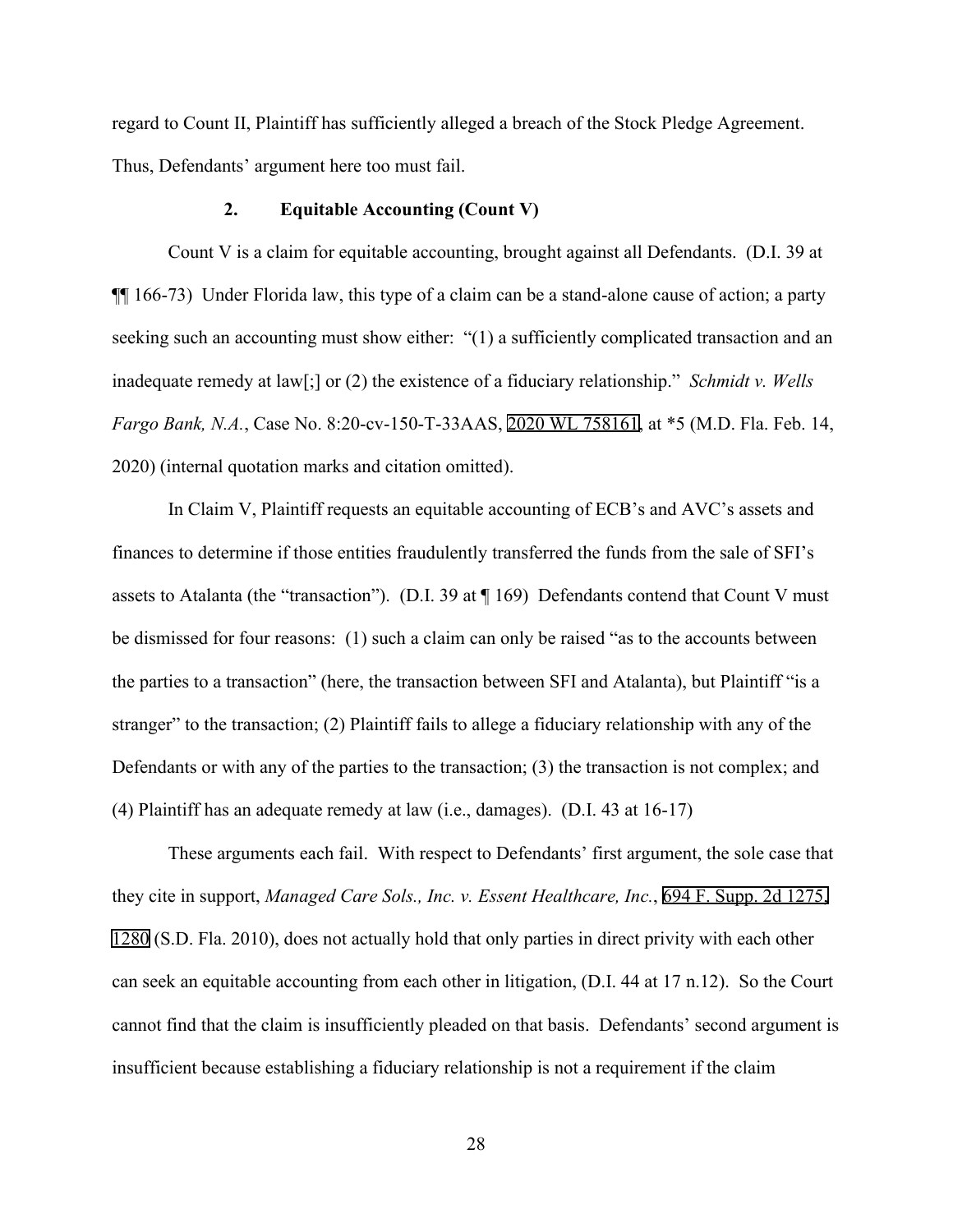regard to Count II, Plaintiff has sufficiently alleged a breach of the Stock Pledge Agreement. Thus, Defendants' argument here too must fail.

### 2. Equitable Accounting (Count V)

Count V is a claim for equitable accounting, brought against all Defendants. (D.I. 39 at ¶¶ 166-73) Under Florida law, this type of a claim can be a stand-alone cause of action; a party seeking such an accounting must show either: "(1) a sufficiently complicated transaction and an inadequate remedy at law[;] or (2) the existence of a fiduciary relationship." *Schmidt v. Wells Fargo Bank, N.A.*, Case No. 8:20-cv-150-T-33AAS, 2020 WL 758161, at *5 (M.D. Fla. Feb. 14, 2020) (internal quotation marks and citation omitted).

In Claim V, Plaintiff requests an equitable accounting of ECB's and AVC's assets and finances to determine if those entities fraudulently transferred the funds from the sale of SFI's assets to Atalanta (the "transaction"). (D.I. 39 at ¶ 169) Defendants contend that Count V must be dismissed for four reasons: (1) such a claim can only be raised "as to the accounts between the parties to a transaction" (here, the transaction between SFI and Atalanta), but Plaintiff "is a stranger" to the transaction; (2) Plaintiff fails to allege a fiduciary relationship with any of the Defendants or with any of the parties to the transaction; (3) the transaction is not complex; and (4) Plaintiff has an adequate remedy at law (i.e., damages). (D.I. 43 at 16-17)

These arguments each fail. With respect to Defendants' first argument, the sole case that they cite in support, *Managed Care Sols., Inc. v. Essent Healthcare, Inc.*, 694 F. Supp. 2d 1275, 1280 (S.D. Fla. 2010), does not actually hold that only parties in direct privity with each other can seek an equitable accounting from each other in litigation, (D.I. 44 at 17 n.12). So the Court cannot find that the claim is insufficiently pleaded on that basis. Defendants' second argument is insufficient because establishing a fiduciary relationship is not a requirement if the claim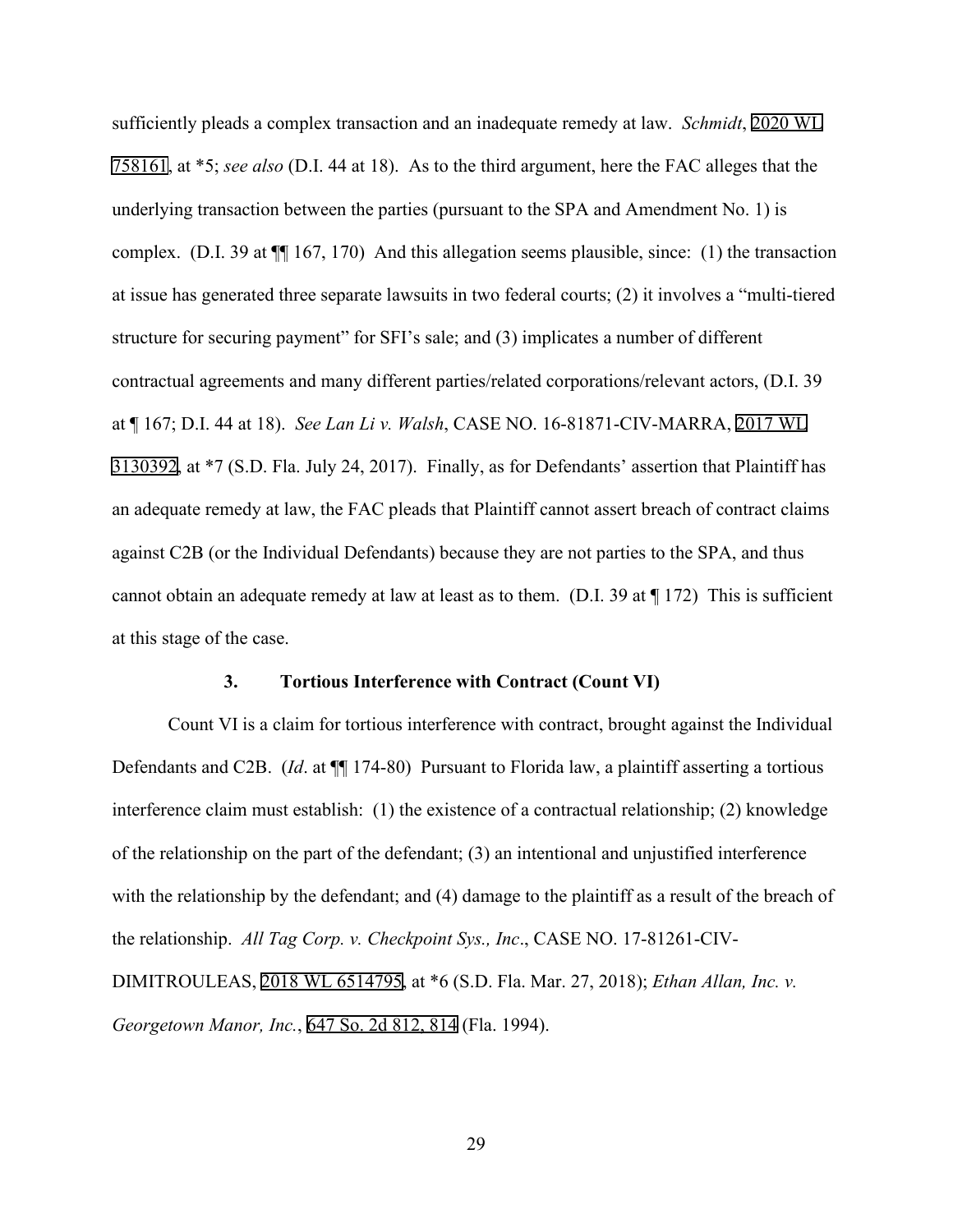sufficiently pleads a complex transaction and an inadequate remedy at law. *Schmidt*, 2020 WL 758161, at *5; *see also* (D.I. 44 at 18). As to the third argument, here the FAC alleges that the underlying transaction between the parties (pursuant to the SPA and Amendment No. 1) is complex. (D.I. 39 at ¶¶ 167, 170) And this allegation seems plausible, since: (1) the transaction at issue has generated three separate lawsuits in two federal courts; (2) it involves a "multi-tiered structure for securing payment" for SFI's sale; and (3) implicates a number of different contractual agreements and many different parties/related corporations/relevant actors, (D.I. 39 at ¶ 167; D.I. 44 at 18). *See Lan Li v. Walsh*, CASE NO. 16-81871-CIV-MARRA, 2017 WL 3130392, at *7 (S.D. Fla. July 24, 2017). Finally, as for Defendants' assertion that Plaintiff has an adequate remedy at law, the FAC pleads that Plaintiff cannot assert breach of contract claims against C2B (or the Individual Defendants) because they are not parties to the SPA, and thus cannot obtain an adequate remedy at law at least as to them. (D.I. 39 at ¶ 172) This is sufficient at this stage of the case.

### 3. Tortious Interference with Contract (Count VI)

Count VI is a claim for tortious interference with contract, brought against the Individual Defendants and C2B. (*Id*. at ¶¶ 174-80) Pursuant to Florida law, a plaintiff asserting a tortious interference claim must establish: (1) the existence of a contractual relationship; (2) knowledge of the relationship on the part of the defendant; (3) an intentional and unjustified interference with the relationship by the defendant; and (4) damage to the plaintiff as a result of the breach of the relationship. *All Tag Corp. v. Checkpoint Sys., Inc*., CASE NO. 17-81261-CIV-DIMITROULEAS, 2018 WL 6514795, at *6 (S.D. Fla. Mar. 27, 2018); *Ethan Allan, Inc. v. Georgetown Manor, Inc.*, 647 So. 2d 812, 814 (Fla. 1994).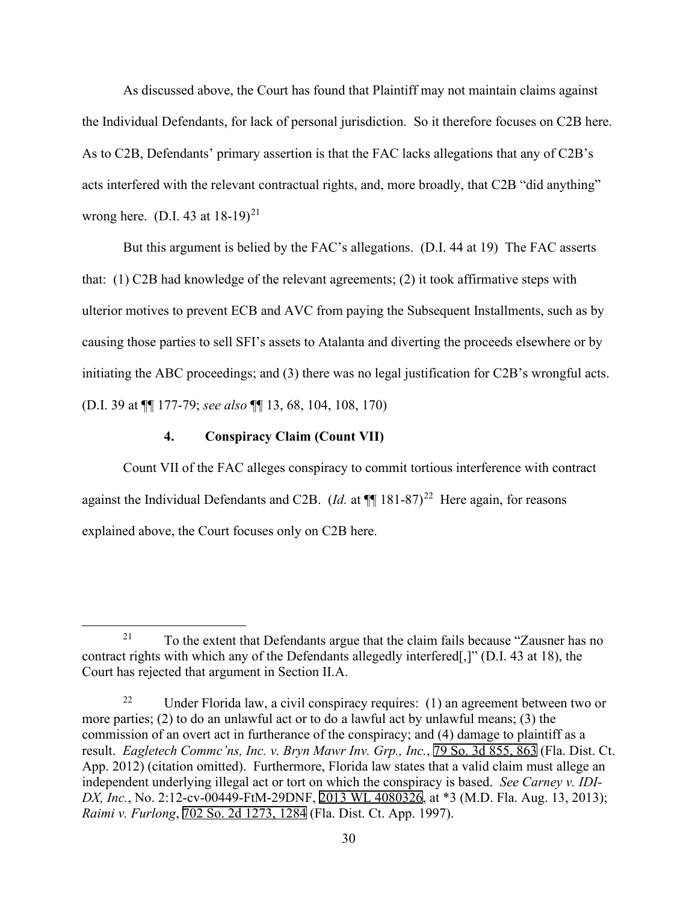As discussed above, the Court has found that Plaintiff may not maintain claims against the Individual Defendants, for lack of personal jurisdiction. So it therefore focuses on C2B here. As to C2B, Defendants' primary assertion is that the FAC lacks allegations that any of C2B's acts interfered with the relevant contractual rights, and, more broadly, that C2B "did anything" wrong here. (D.I. 43 at 18-19)[21]

But this argument is belied by the FAC's allegations. (D.I. 44 at 19) The FAC asserts that: (1) C2B had knowledge of the relevant agreements; (2) it took affirmative steps with ulterior motives to prevent ECB and AVC from paying the Subsequent Installments, such as by causing those parties to sell SFI's assets to Atalanta and diverting the proceeds elsewhere or by initiating the ABC proceedings; and (3) there was no legal justification for C2B's wrongful acts. (D.I. 39 at ¶¶ 177-79; *see also* ¶¶ 13, 68, 104, 108, 170)

#### 4. Conspiracy Claim (Count VII)

Count VII of the FAC alleges conspiracy to commit tortious interference with contract against the Individual Defendants and C2B. (*Id.* at ¶¶ 181-87)[22] Here again, for reasons explained above, the Court focuses only on C2B here.

---

[21] To the extent that Defendants argue that the claim fails because "Zausner has no contract rights with which any of the Defendants allegedly interfered[,]" (D.I. 43 at 18), the Court has rejected that argument in Section II.A.

[22] Under Florida law, a civil conspiracy requires: (1) an agreement between two or more parties; (2) to do an unlawful act or to do a lawful act by unlawful means; (3) the commission of an overt act in furtherance of the conspiracy; and (4) damage to plaintiff as a result. *Eagletech Commc'ns, Inc. v. Bryn Mawr Inv. Grp., Inc.*, 79 So. 3d 855, 863 (Fla. Dist. Ct. App. 2012) (citation omitted). Furthermore, Florida law states that a valid claim must allege an independent underlying illegal act or tort on which the conspiracy is based. *See Carney v. IDI-DX, Inc.*, No. 2:12-cv-00449-FtM-29DNF, 2013 WL 4080326, at *3 (M.D. Fla. Aug. 13, 2013); *Raimi v. Furlong*, 702 So. 2d 1273, 1284 (Fla. Dist. Ct. App. 1997).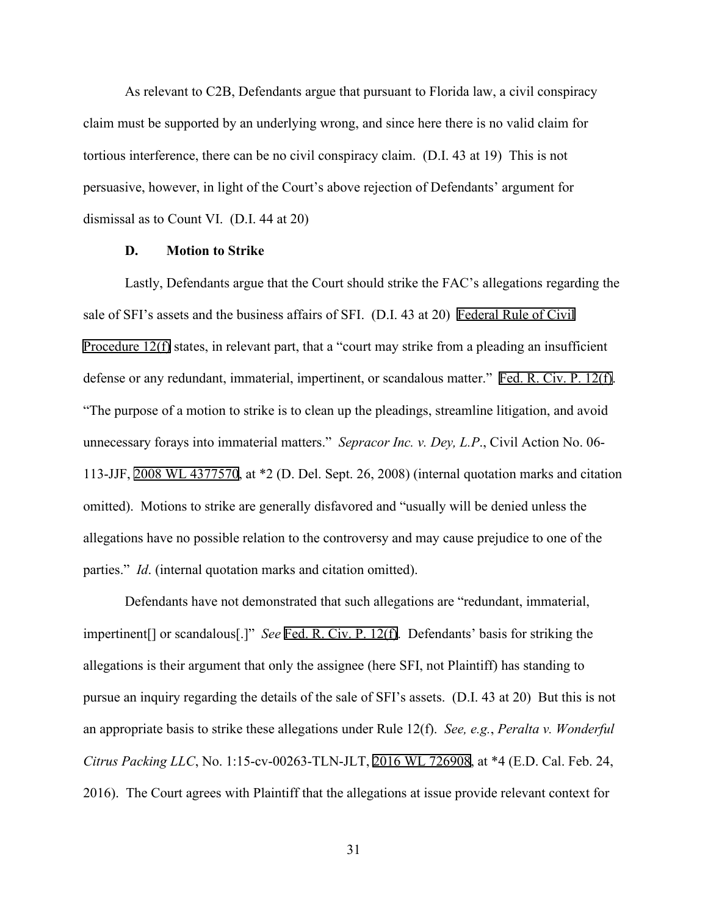As relevant to C2B, Defendants argue that pursuant to Florida law, a civil conspiracy claim must be supported by an underlying wrong, and since here there is no valid claim for tortious interference, there can be no civil conspiracy claim. (D.I. 43 at 19) This is not persuasive, however, in light of the Court's above rejection of Defendants' argument for dismissal as to Count VI. (D.I. 44 at 20)

### D. Motion to Strike

Lastly, Defendants argue that the Court should strike the FAC's allegations regarding the sale of SFI's assets and the business affairs of SFI. (D.I. 43 at 20) Federal Rule of Civil Procedure 12(f) states, in relevant part, that a "court may strike from a pleading an insufficient defense or any redundant, immaterial, impertinent, or scandalous matter." Fed. R. Civ. P. 12(f). "The purpose of a motion to strike is to clean up the pleadings, streamline litigation, and avoid unnecessary forays into immaterial matters." *Sepracor Inc. v. Dey, L.P.*, Civil Action No. 06-113-JJF, 2008 WL 4377570, at *2 (D. Del. Sept. 26, 2008) (internal quotation marks and citation omitted). Motions to strike are generally disfavored and "usually will be denied unless the allegations have no possible relation to the controversy and may cause prejudice to one of the parties." *Id*. (internal quotation marks and citation omitted).

Defendants have not demonstrated that such allegations are "redundant, immaterial, impertinent[] or scandalous[.]" *See* Fed. R. Civ. P. 12(f). Defendants' basis for striking the allegations is their argument that only the assignee (here SFI, not Plaintiff) has standing to pursue an inquiry regarding the details of the sale of SFI's assets. (D.I. 43 at 20) But this is not an appropriate basis to strike these allegations under Rule 12(f). *See, e.g.*, *Peralta v. Wonderful Citrus Packing LLC*, No. 1:15-cv-00263-TLN-JLT, 2016 WL 726908, at *4 (E.D. Cal. Feb. 24, 2016). The Court agrees with Plaintiff that the allegations at issue provide relevant context for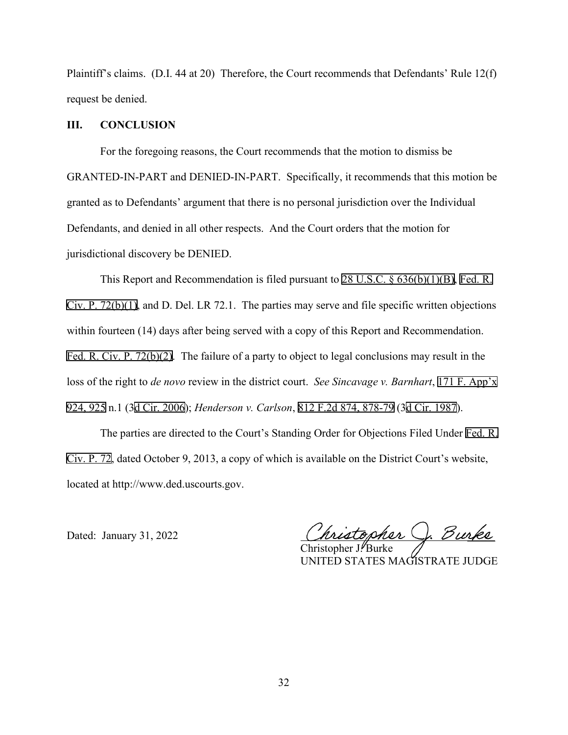Plaintiff's claims. (D.I. 44 at 20) Therefore, the Court recommends that Defendants' Rule 12(f) request be denied.

## III. CONCLUSION

For the foregoing reasons, the Court recommends that the motion to dismiss be GRANTED-IN-PART and DENIED-IN-PART. Specifically, it recommends that this motion be granted as to Defendants' argument that there is no personal jurisdiction over the Individual Defendants, and denied in all other respects. And the Court orders that the motion for jurisdictional discovery be DENIED.

This Report and Recommendation is filed pursuant to 28 U.S.C. § 636(b)(1)(B), Fed. R. Civ. P. 72(b)(1), and D. Del. LR 72.1. The parties may serve and file specific written objections within fourteen (14) days after being served with a copy of this Report and Recommendation. Fed. R. Civ. P. 72(b)(2). The failure of a party to object to legal conclusions may result in the loss of the right to *de novo* review in the district court. *See Sincavage v. Barnhart*, 171 F. App'x 924, 925 n.1 (3d Cir. 2006); *Henderson v. Carlson*, 812 F.2d 874, 878-79 (3d Cir. 1987).

The parties are directed to the Court's Standing Order for Objections Filed Under Fed. R. Civ. P. 72, dated October 9, 2013, a copy of which is available on the District Court's website, located at http://www.ded.uscourts.gov.

Dated: January 31, 2022

Christopher J. Burke
Christopher J. Burke
UNITED STATES MAGISTRATE JUDGE